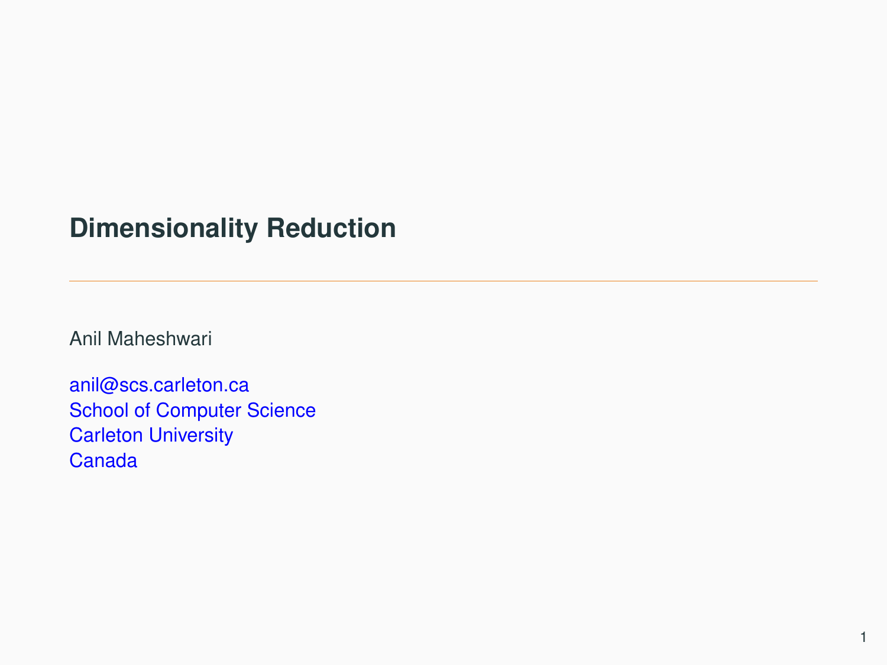# Dimensionality Reduction

---

Anil Maheshwari

anil@scs.carleton.ca
School of Computer Science
Carleton University
Canada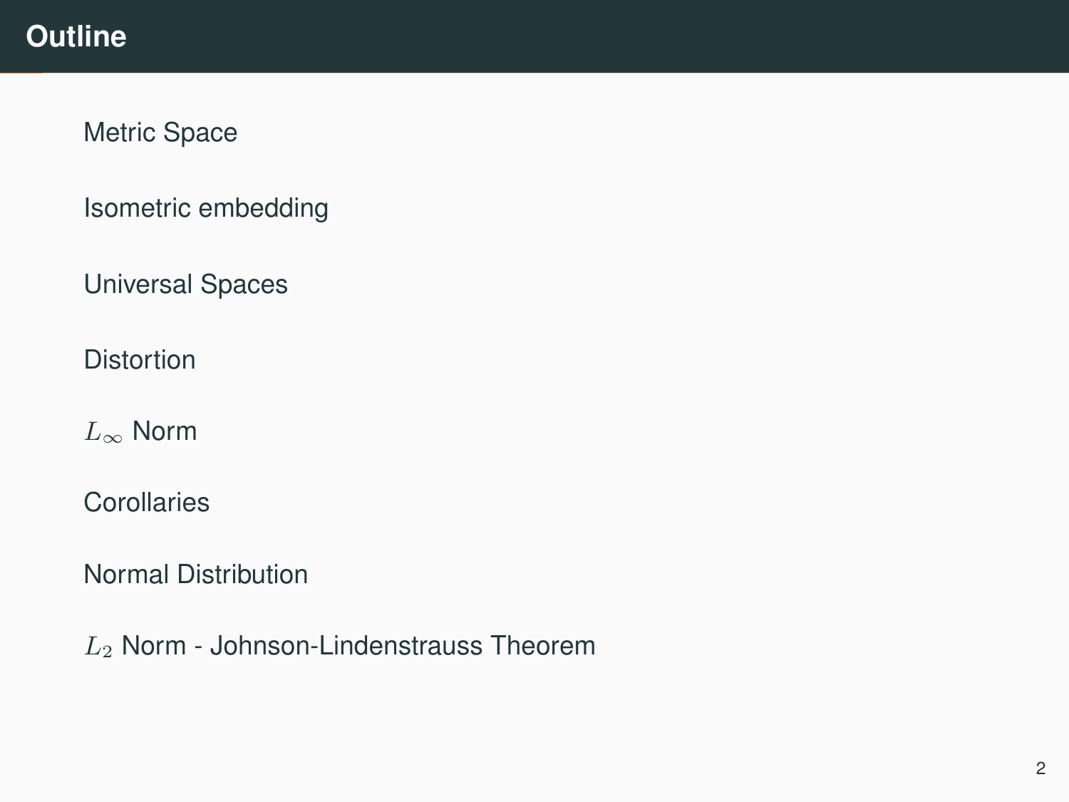# Outline

- Metric Space
- Isometric embedding
- Universal Spaces
- Distortion
- $L_\infty$ Norm
- Corollaries
- Normal Distribution
- $L_2$ Norm - Johnson-Lindenstrauss Theorem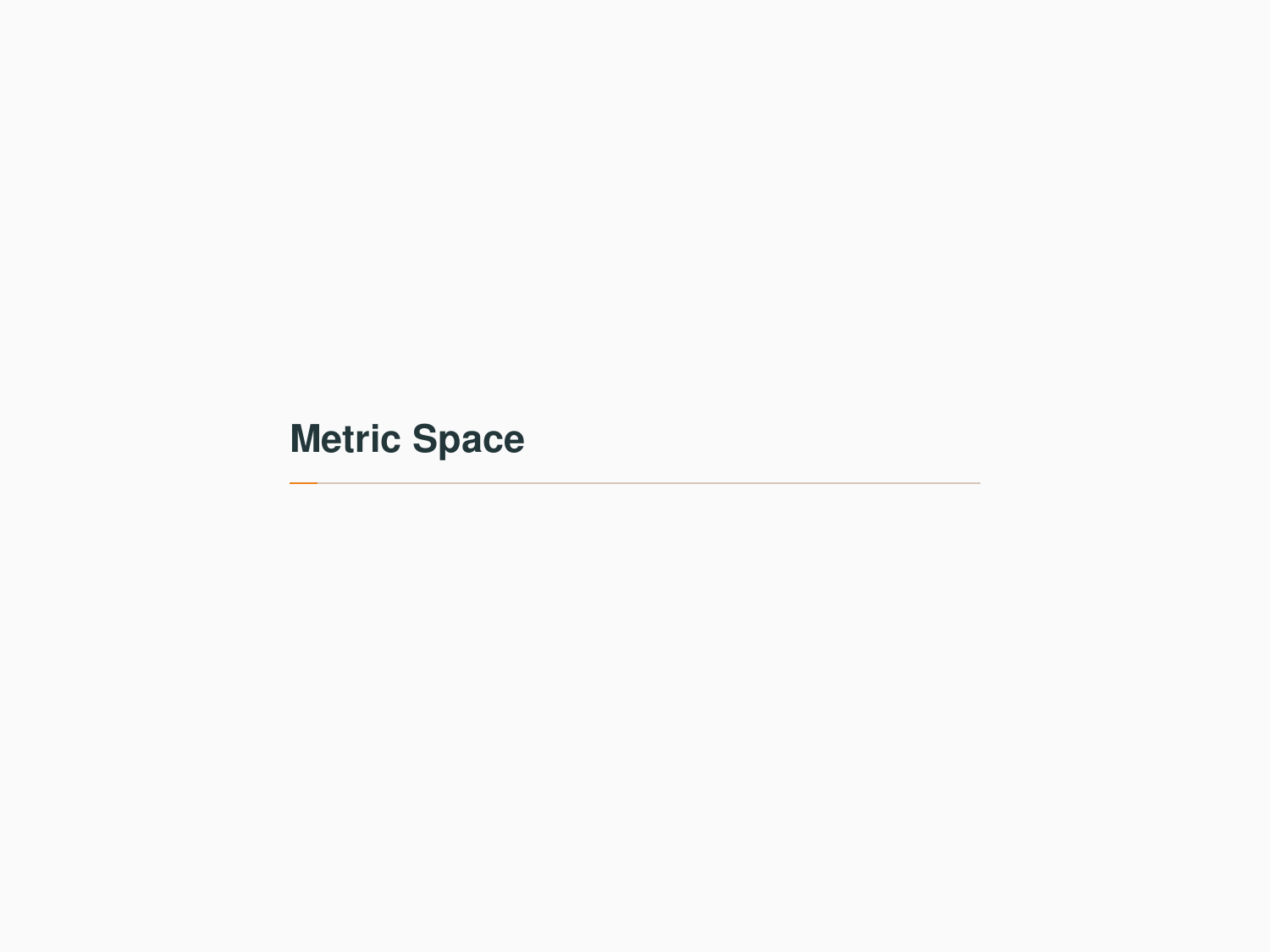# Metric Space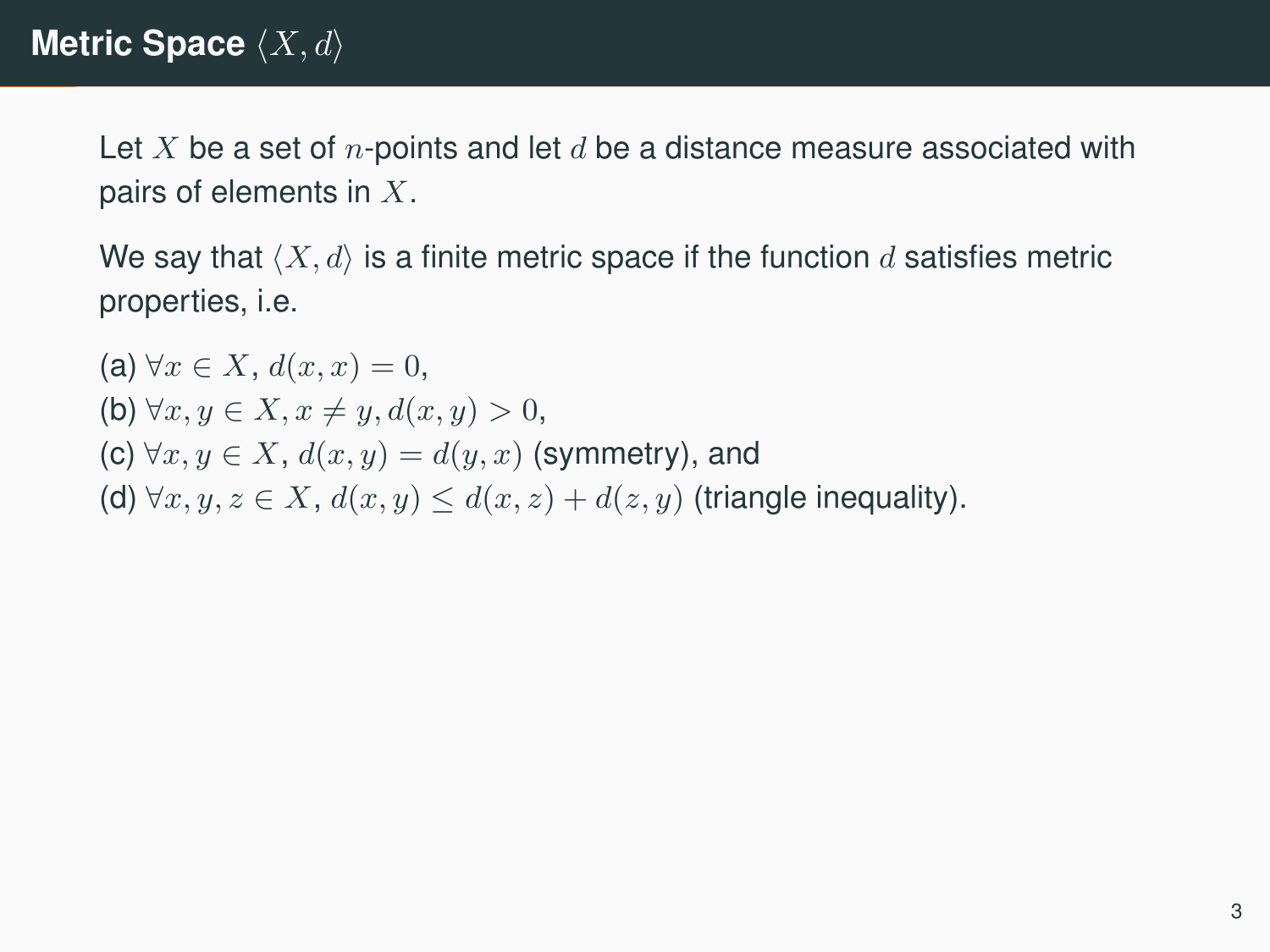# Metric Space $\langle X, d \rangle$

Let $X$ be a set of $n$-points and let $d$ be a distance measure associated with pairs of elements in $X$.

We say that $\langle X, d \rangle$ is a finite metric space if the function $d$ satisfies metric properties, i.e.

(a) $\forall x \in X$, $d(x, x) = 0$,
(b) $\forall x, y \in X, x \neq y, d(x, y) > 0$,
(c) $\forall x, y \in X$, $d(x, y) = d(y, x)$ (symmetry), and
(d) $\forall x, y, z \in X$, $d(x, y) \leq d(x, z) + d(z, y)$ (triangle inequality).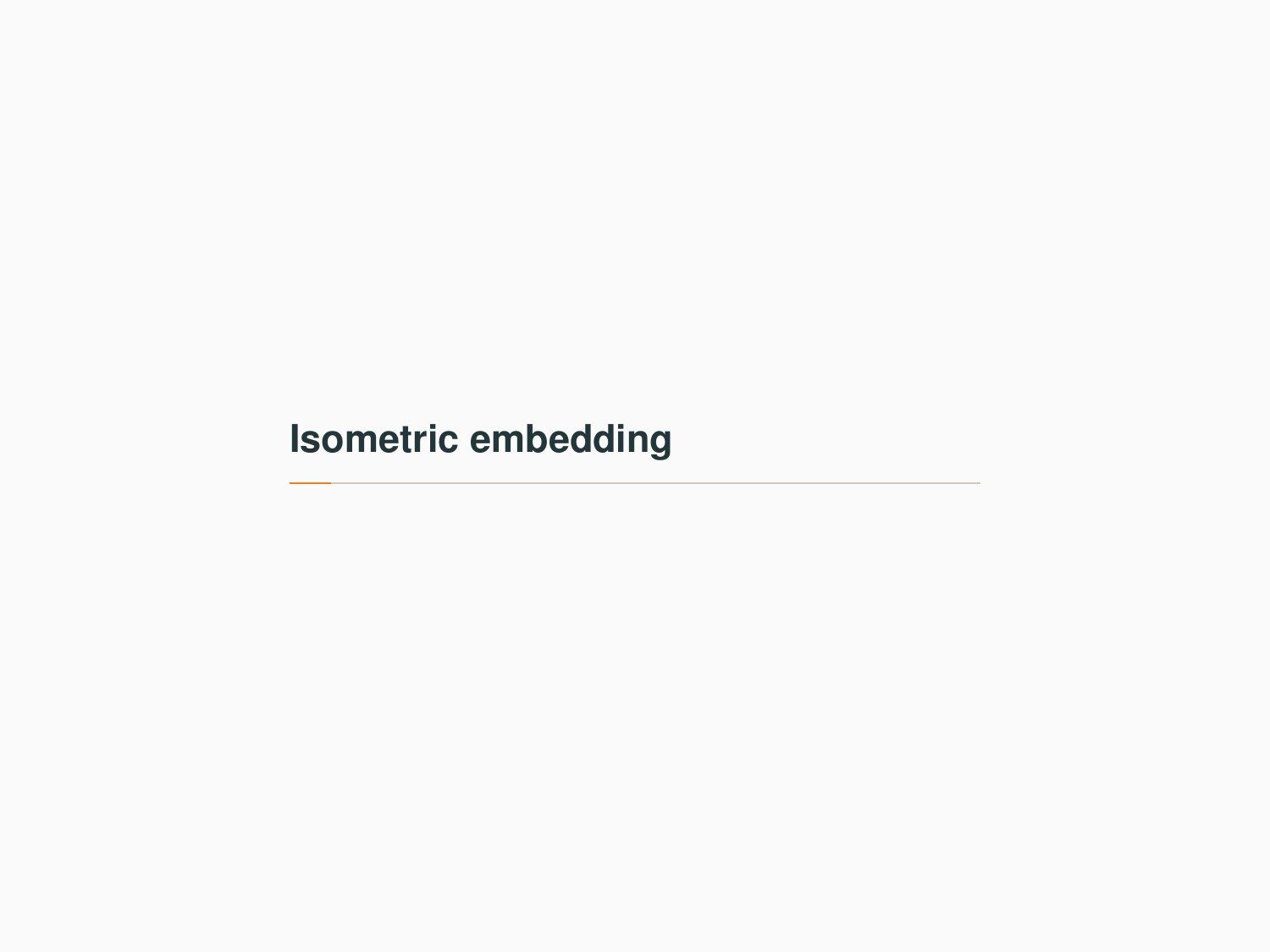# Isometric embedding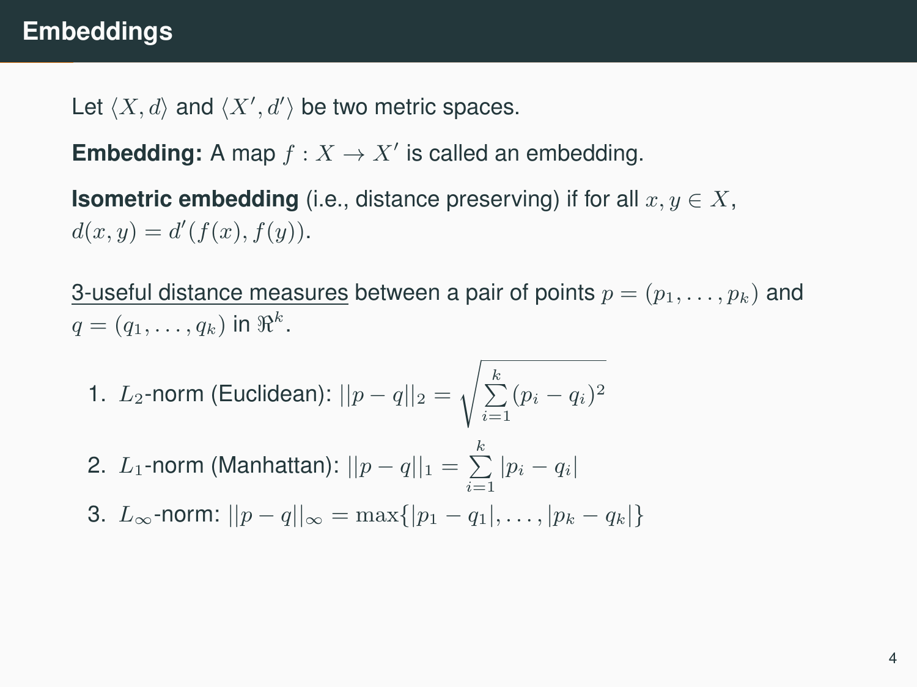# Embeddings

Let $\langle X, d \rangle$ and $\langle X', d' \rangle$ be two metric spaces.

**Embedding:** A map $f : X \rightarrow X'$ is called an embedding.

**Isometric embedding** (i.e., distance preserving) if for all $x, y \in X$, $d(x, y) = d'(f(x), f(y))$.

<u>3-useful distance measures</u> between a pair of points $p = (p_1, \ldots, p_k)$ and $q = (q_1, \ldots, q_k)$ in $\Re^k$.

1. $L_2$-norm (Euclidean): $||p - q||_2 = \sqrt{\sum_{i=1}^{k} (p_i - q_i)^2}$
2. $L_1$-norm (Manhattan): $||p - q||_1 = \sum_{i=1}^{k} |p_i - q_i|$
3. $L_\infty$-norm: $||p - q||_\infty = \max\{|p_1 - q_1|, \ldots, |p_k - q_k|\}$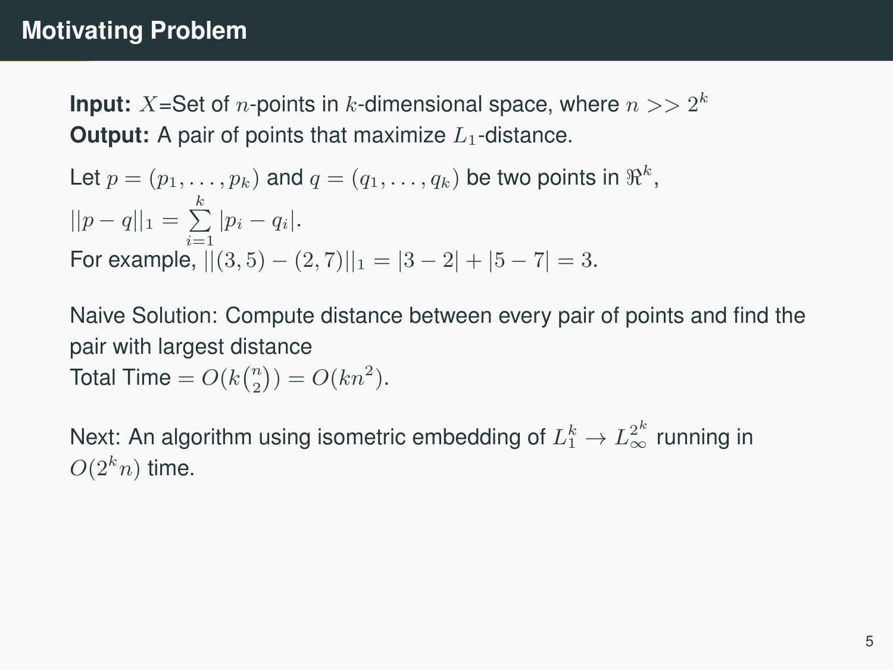# Motivating Problem

**Input:** $X$=Set of $n$-points in $k$-dimensional space, where $n >> 2^k$
**Output:** A pair of points that maximize $L_1$-distance.

Let $p = (p_1, \ldots, p_k)$ and $q = (q_1, \ldots, q_k)$ be two points in $\Re^k$,
$||p - q||_1 = \sum_{i=1}^{k} |p_i - q_i|$.
For example, $||(3,5) - (2,7)||_1 = |3-2| + |5-7| = 3$.

Naive Solution: Compute distance between every pair of points and find the pair with largest distance
Total Time $= O(k\binom{n}{2}) = O(kn^2)$.

Next: An algorithm using isometric embedding of $L_1^k \rightarrow L_\infty^{2^k}$ running in $O(2^k n)$ time.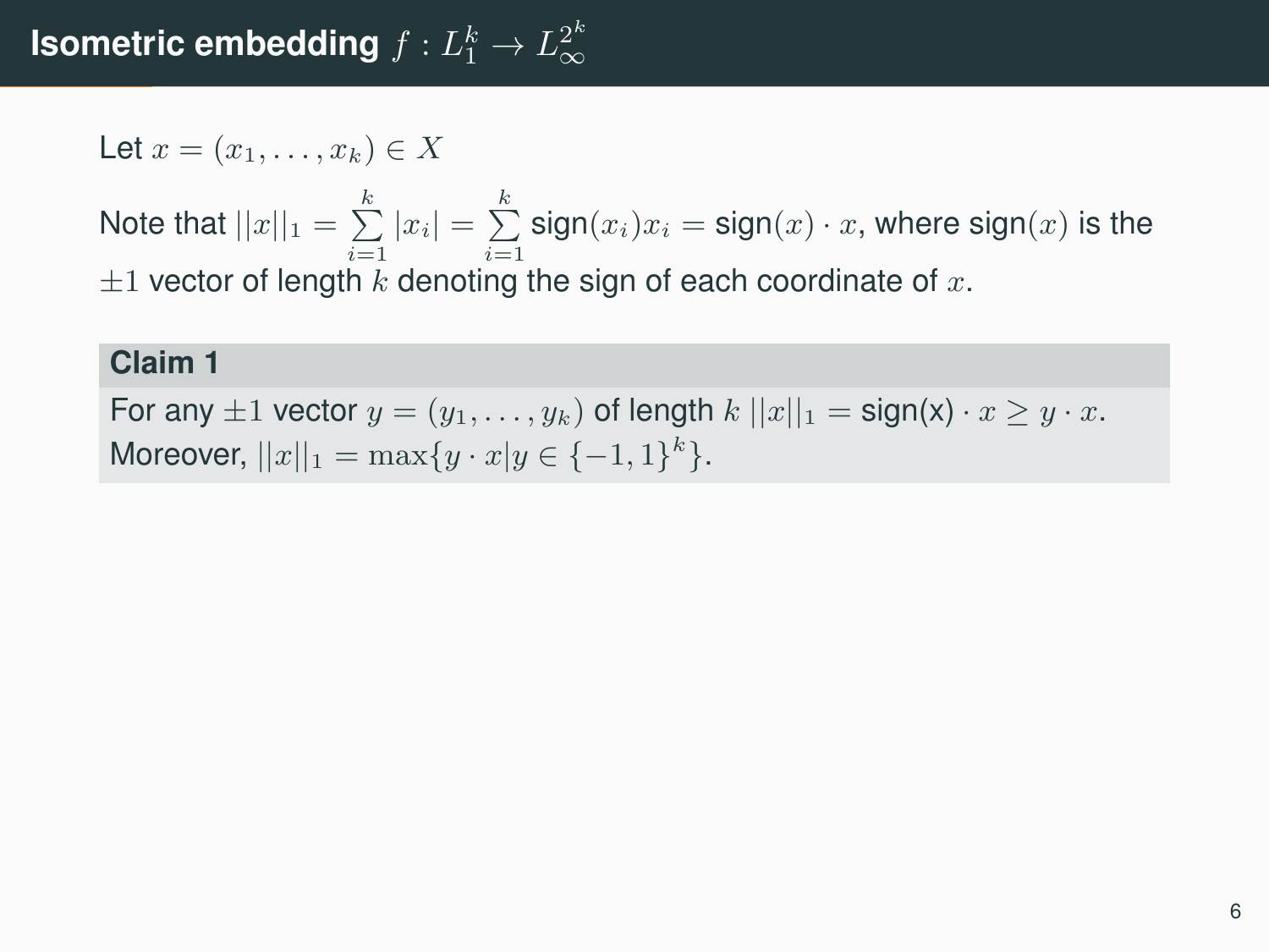# Isometric embedding $f : L_1^k \to L_\infty^{2^k}$

Let $x = (x_1, \ldots, x_k) \in X$

Note that $||x||_1 = \sum_{i=1}^{k} |x_i| = \sum_{i=1}^{k} \text{sign}(x_i)x_i = \text{sign}(x) \cdot x$, where $\text{sign}(x)$ is the $\pm 1$ vector of length $k$ denoting the sign of each coordinate of $x$.

**Claim 1**

For any $\pm 1$ vector $y = (y_1, \ldots, y_k)$ of length $k$ $||x||_1 = \text{sign(x)} \cdot x \geq y \cdot x$. Moreover, $||x||_1 = \max\{y \cdot x | y \in \{-1, 1\}^k\}$.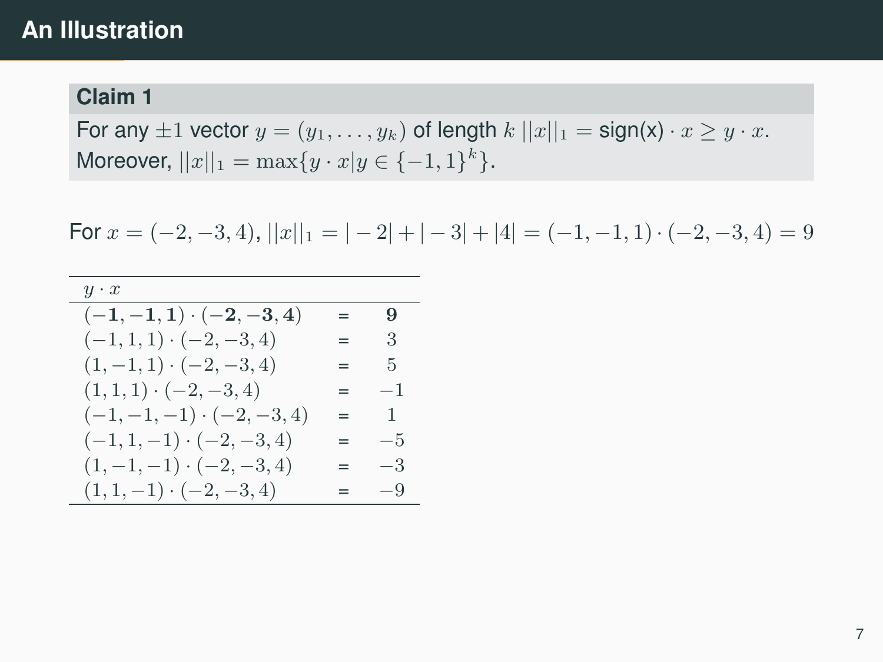# An Illustration

**Claim 1**

For any $\pm 1$ vector $y = (y_1, \ldots, y_k)$ of length $k$ $||x||_1 =$ sign(x) $\cdot x \geq y \cdot x$.
Moreover, $||x||_1 = \max\{y \cdot x | y \in \{-1, 1\}^k\}$.

For $x = (-2, -3, 4)$, $||x||_1 = |-2| + |-3| + |4| = (-1, -1, 1) \cdot (-2, -3, 4) = 9$

| $y \cdot x$ | | |
|---|---|---|
| $(\mathbf{-1}, \mathbf{-1}, \mathbf{1}) \cdot (\mathbf{-2}, \mathbf{-3}, \mathbf{4})$ | = | $\mathbf{9}$ |
| $(-1, 1, 1) \cdot (-2, -3, 4)$ | = | $3$ |
| $(1, -1, 1) \cdot (-2, -3, 4)$ | = | $5$ |
| $(1, 1, 1) \cdot (-2, -3, 4)$ | = | $-1$ |
| $(-1, -1, -1) \cdot (-2, -3, 4)$ | = | $1$ |
| $(-1, 1, -1) \cdot (-2, -3, 4)$ | = | $-5$ |
| $(1, -1, -1) \cdot (-2, -3, 4)$ | = | $-3$ |
| $(1, 1, -1) \cdot (-2, -3, 4)$ | = | $-9$ |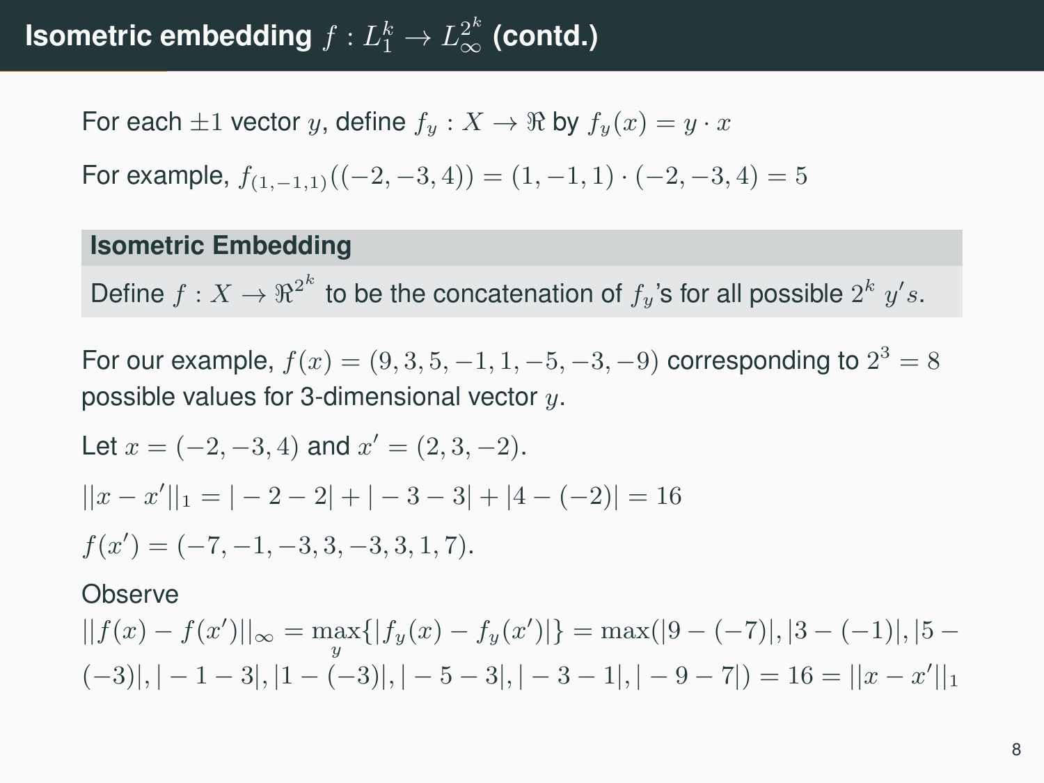# Isometric embedding $f : L_1^k \to L_\infty^{2^k}$ (contd.)

For each $\pm 1$ vector $y$, define $f_y : X \to \Re$ by $f_y(x) = y \cdot x$

For example, $f_{(1,-1,1)}((-2,-3,4)) = (1,-1,1) \cdot (-2,-3,4) = 5$

**Isometric Embedding**

Define $f : X \to \Re^{2^k}$ to be the concatenation of $f_y$'s for all possible $2^k$ $y's$.

For our example, $f(x) = (9,3,5,-1,1,-5,-3,-9)$ corresponding to $2^3 = 8$ possible values for 3-dimensional vector $y$.

Let $x = (-2,-3,4)$ and $x' = (2,3,-2)$.

$||x - x'||_1 = |-2-2| + |-3-3| + |4-(-2)| = 16$

$f(x') = (-7,-1,-3,3,-3,3,1,7)$.

Observe

$||f(x) - f(x')||_\infty = \max_y\{|f_y(x) - f_y(x')|\} = \max(|9-(-7)|, |3-(-1)|, |5-(-3)|, |-1-3|, |1-(-3)|, |-5-3|, |-3-1|, |-9-7|) = 16 = ||x-x'||_1$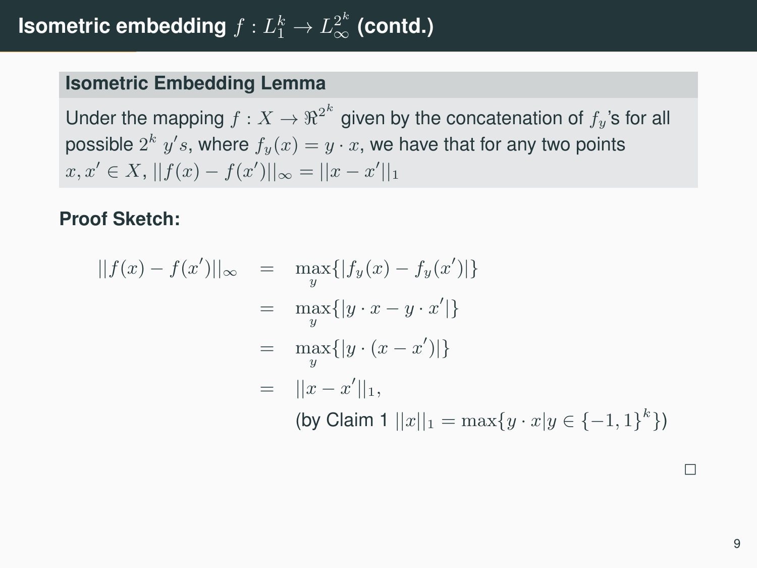# Isometric embedding $f : L_1^k \to L_\infty^{2^k}$ (contd.)

**Isometric Embedding Lemma**

Under the mapping $f : X \to \Re^{2^k}$ given by the concatenation of $f_y$'s for all possible $2^k$ $y's$, where $f_y(x) = y \cdot x$, we have that for any two points $x, x' \in X$, $||f(x) - f(x')||_\infty = ||x - x'||_1$

**Proof Sketch:**

$$
\begin{aligned}
||f(x) - f(x')||_\infty &= \max_y \{|f_y(x) - f_y(x')|\} \\
&= \max_y \{|y \cdot x - y \cdot x'|\} \\
&= \max_y \{|y \cdot (x - x')|\} \\
&= ||x - x'||_1,
\end{aligned}
$$

(by Claim 1 $||x||_1 = \max\{y \cdot x | y \in \{-1, 1\}^k\}$)

$\square$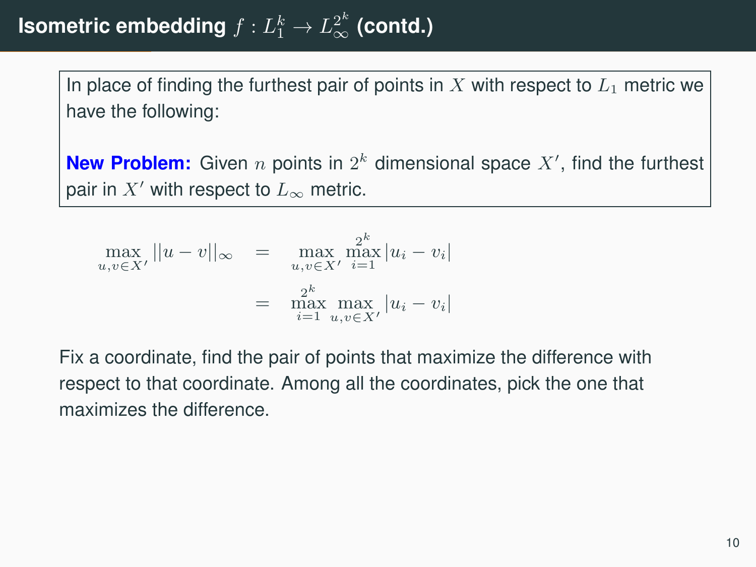## Isometric embedding $f : L_1^k \to L_\infty^{2^k}$ (contd.)

In place of finding the furthest pair of points in $X$ with respect to $L_1$ metric we have the following:

**New Problem:** Given $n$ points in $2^k$ dimensional space $X'$, find the furthest pair in $X'$ with respect to $L_\infty$ metric.

$$
\begin{aligned}
\max_{u,v \in X'} ||u - v||_\infty &= \max_{u,v \in X'} \max_{i=1}^{2^k} |u_i - v_i| \\
&= \max_{i=1}^{2^k} \max_{u,v \in X'} |u_i - v_i|
\end{aligned}
$$

Fix a coordinate, find the pair of points that maximize the difference with respect to that coordinate. Among all the coordinates, pick the one that maximizes the difference.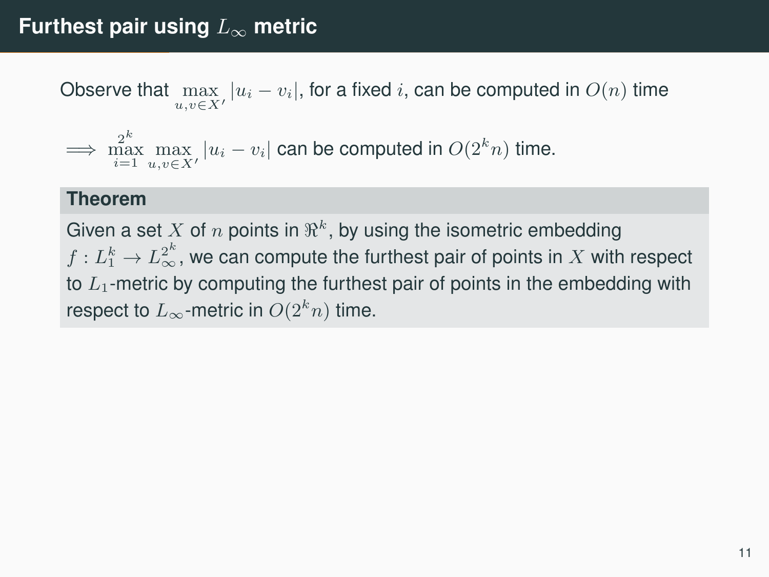# Furthest pair using $L_\infty$ metric

Observe that $\max\limits_{u,v \in X'} |u_i - v_i|$, for a fixed $i$, can be computed in $O(n)$ time

$\implies \max\limits_{i=1}^{2^k} \max\limits_{u,v \in X'} |u_i - v_i|$ can be computed in $O(2^k n)$ time.

**Theorem**

Given a set $X$ of $n$ points in $\Re^k$, by using the isometric embedding $f : L_1^k \to L_\infty^{2^k}$, we can compute the furthest pair of points in $X$ with respect to $L_1$-metric by computing the furthest pair of points in the embedding with respect to $L_\infty$-metric in $O(2^k n)$ time.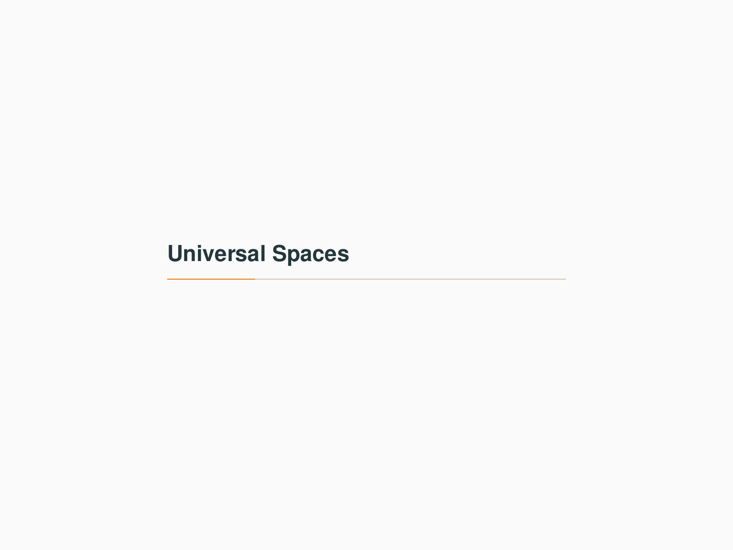# Universal Spaces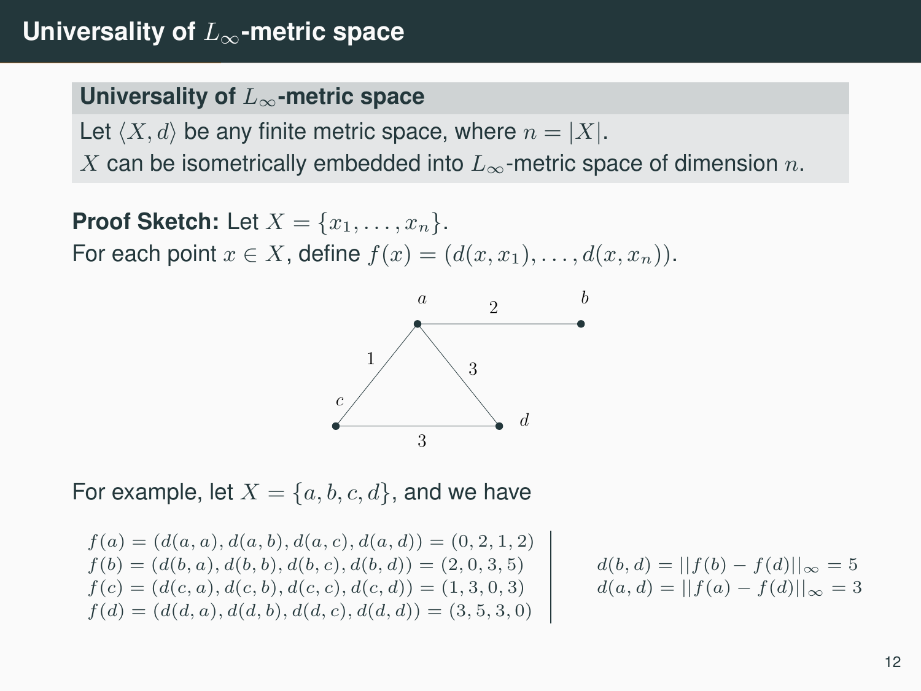# Universality of $L_\infty$-metric space

**Universality of $L_\infty$-metric space**

Let $\langle X, d \rangle$ be any finite metric space, where $n = |X|$.
$X$ can be isometrically embedded into $L_\infty$-metric space of dimension $n$.

**Proof Sketch:** Let $X = \{x_1, \ldots, x_n\}$.
For each point $x \in X$, define $f(x) = (d(x, x_1), \ldots, d(x, x_n))$.

For example, let $X = \{a, b, c, d\}$, and we have

$$
\begin{aligned}
f(a) &= (d(a,a), d(a,b), d(a,c), d(a,d)) = (0,2,1,2) \\
f(b) &= (d(b,a), d(b,b), d(b,c), d(b,d)) = (2,0,3,5) \\
f(c) &= (d(c,a), d(c,b), d(c,c), d(c,d)) = (1,3,0,3) \\
f(d) &= (d(d,a), d(d,b), d(d,c), d(d,d)) = (3,5,3,0)
\end{aligned}
$$

$$
\begin{aligned}
d(b,d) &= ||f(b) - f(d)||_\infty = 5 \\
d(a,d) &= ||f(a) - f(d)||_\infty = 3
\end{aligned}
$$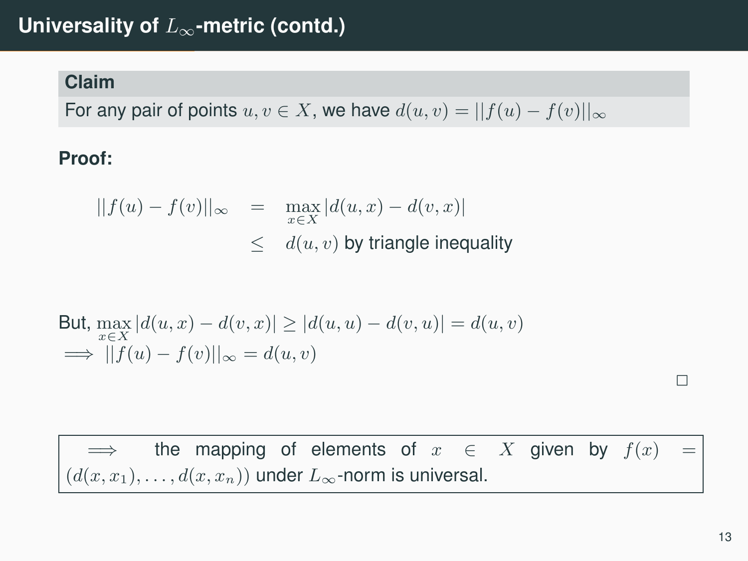# Universality of $L_\infty$-metric (contd.)

**Claim**

For any pair of points $u, v \in X$, we have $d(u,v) = ||f(u) - f(v)||_\infty$

**Proof:**

$$
\begin{aligned}
||f(u) - f(v)||_\infty &= \max_{x \in X} |d(u,x) - d(v,x)| \\
&\leq d(u,v) \text{ by triangle inequality}
\end{aligned}
$$

But, $\max_{x \in X} |d(u,x) - d(v,x)| \geq |d(u,u) - d(v,u)| = d(u,v)$

$\implies ||f(u) - f(v)||_\infty = d(u,v)$

□

$\implies$ the mapping of elements of $x \in X$ given by $f(x) = (d(x,x_1), \ldots, d(x,x_n))$ under $L_\infty$-norm is universal.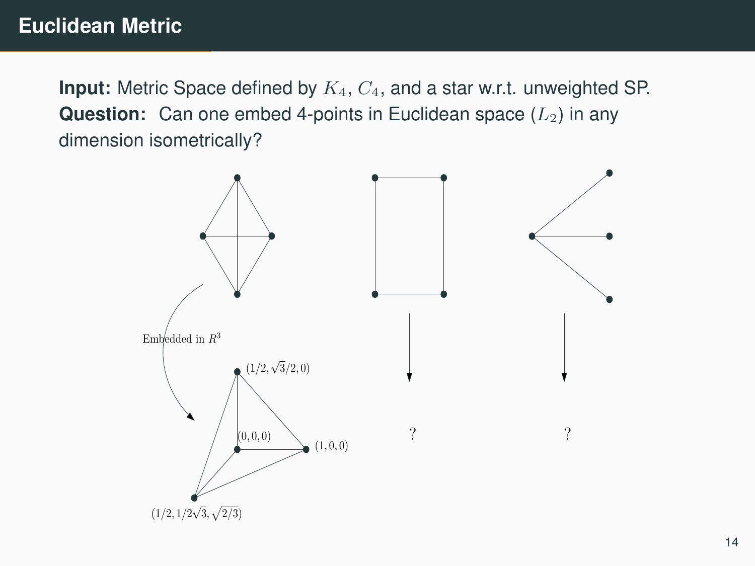## Euclidean Metric

**Input:** Metric Space defined by $K_4$, $C_4$, and a star w.r.t. unweighted SP.
**Question:** Can one embed 4-points in Euclidean space ($L_2$) in any dimension isometrically?

Embedded in $R^3$

$(1/2, \sqrt{3}/2, 0)$

$(0, 0, 0)$

$(1, 0, 0)$

$(1/2, 1/2\sqrt{3}, \sqrt{2/3})$

?

?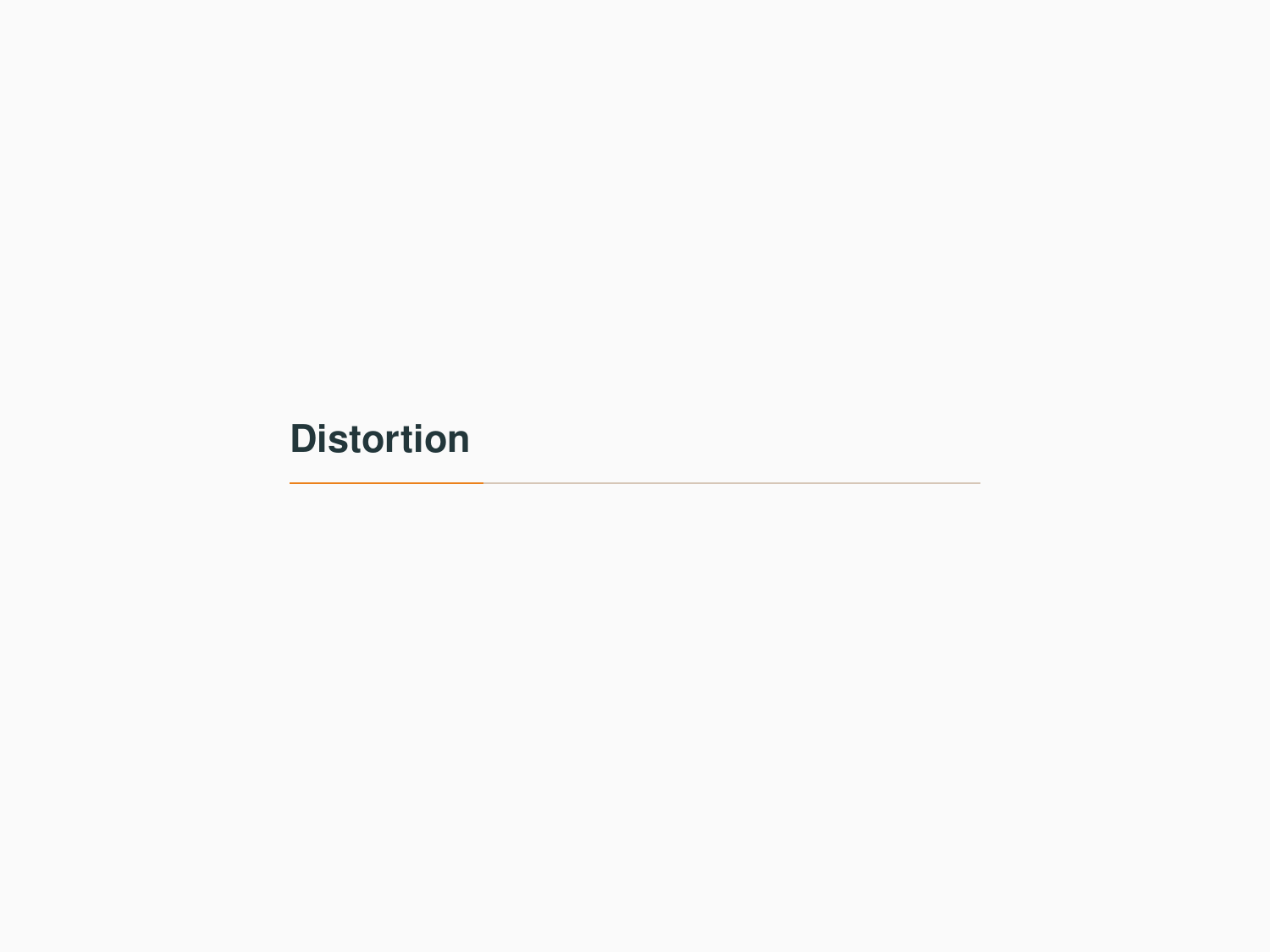# Distortion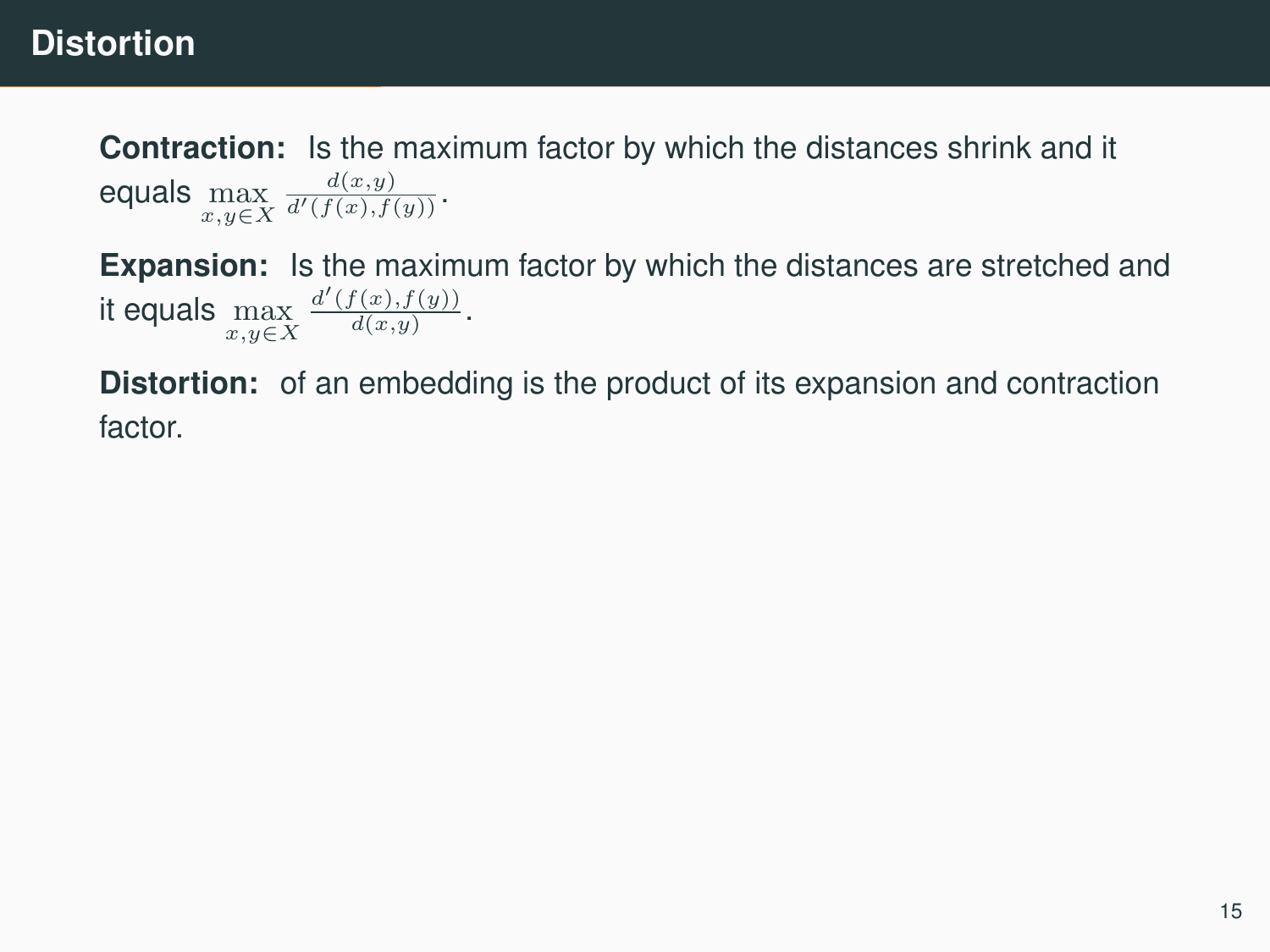# Distortion

**Contraction:** Is the maximum factor by which the distances shrink and it equals $\max_{x,y \in X} \frac{d(x,y)}{d'(f(x),f(y))}$.

**Expansion:** Is the maximum factor by which the distances are stretched and it equals $\max_{x,y \in X} \frac{d'(f(x),f(y))}{d(x,y)}$.

**Distortion:** of an embedding is the product of its expansion and contraction factor.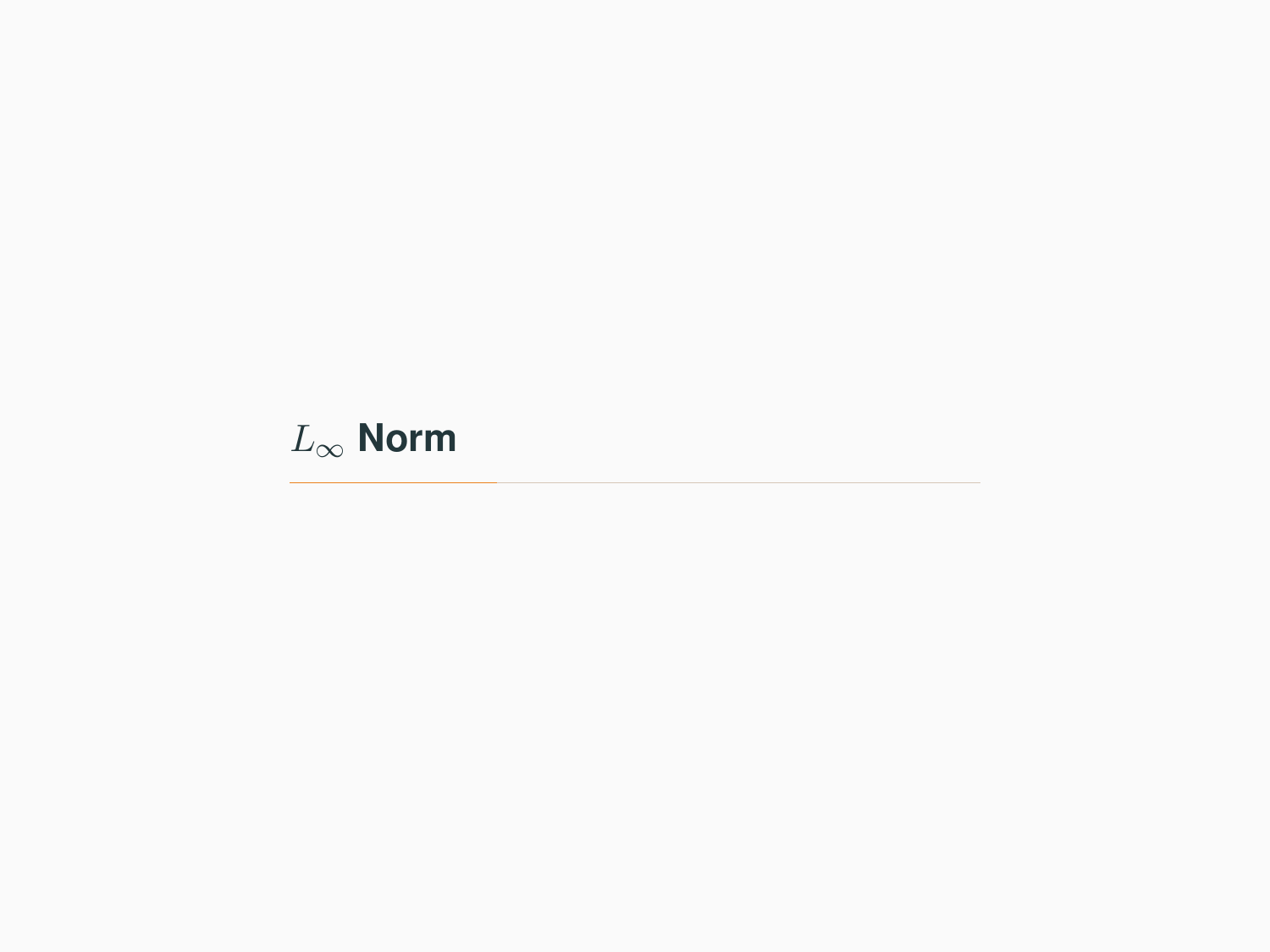# $L_\infty$ Norm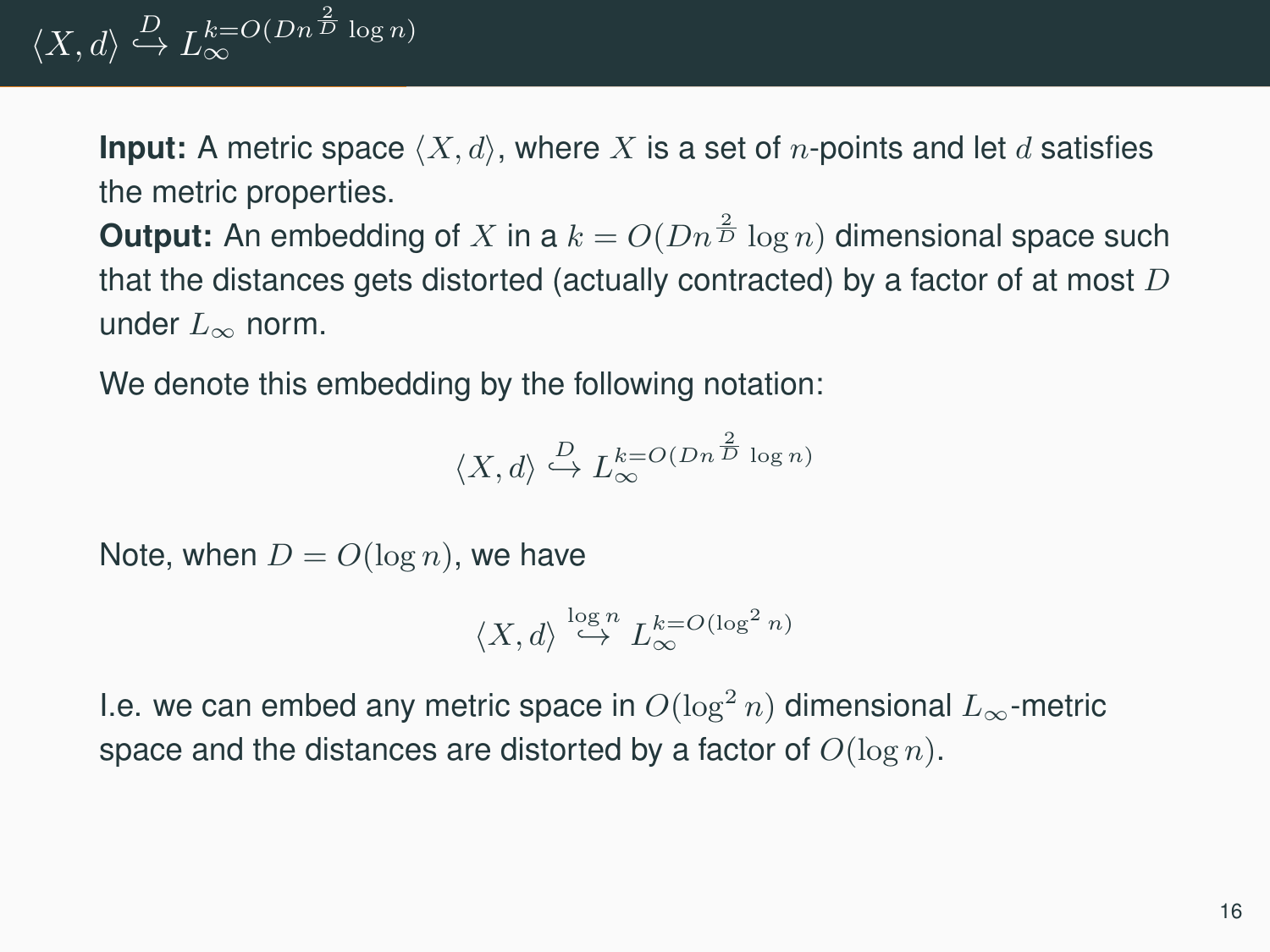# $\langle X, d \rangle \overset{D}{\hookrightarrow} L_\infty^{k=O(Dn^{\frac{2}{D}} \log n)}$

**Input:** A metric space $\langle X, d \rangle$, where $X$ is a set of $n$-points and let $d$ satisfies the metric properties.

**Output:** An embedding of $X$ in a $k = O(Dn^{\frac{2}{D}} \log n)$ dimensional space such that the distances gets distorted (actually contracted) by a factor of at most $D$ under $L_\infty$ norm.

We denote this embedding by the following notation:

$$\langle X, d \rangle \overset{D}{\hookrightarrow} L_\infty^{k=O(Dn^{\frac{2}{D}} \log n)}$$

Note, when $D = O(\log n)$, we have

$$\langle X, d \rangle \overset{\log n}{\hookrightarrow} L_\infty^{k=O(\log^2 n)}$$

I.e. we can embed any metric space in $O(\log^2 n)$ dimensional $L_\infty$-metric space and the distances are distorted by a factor of $O(\log n)$.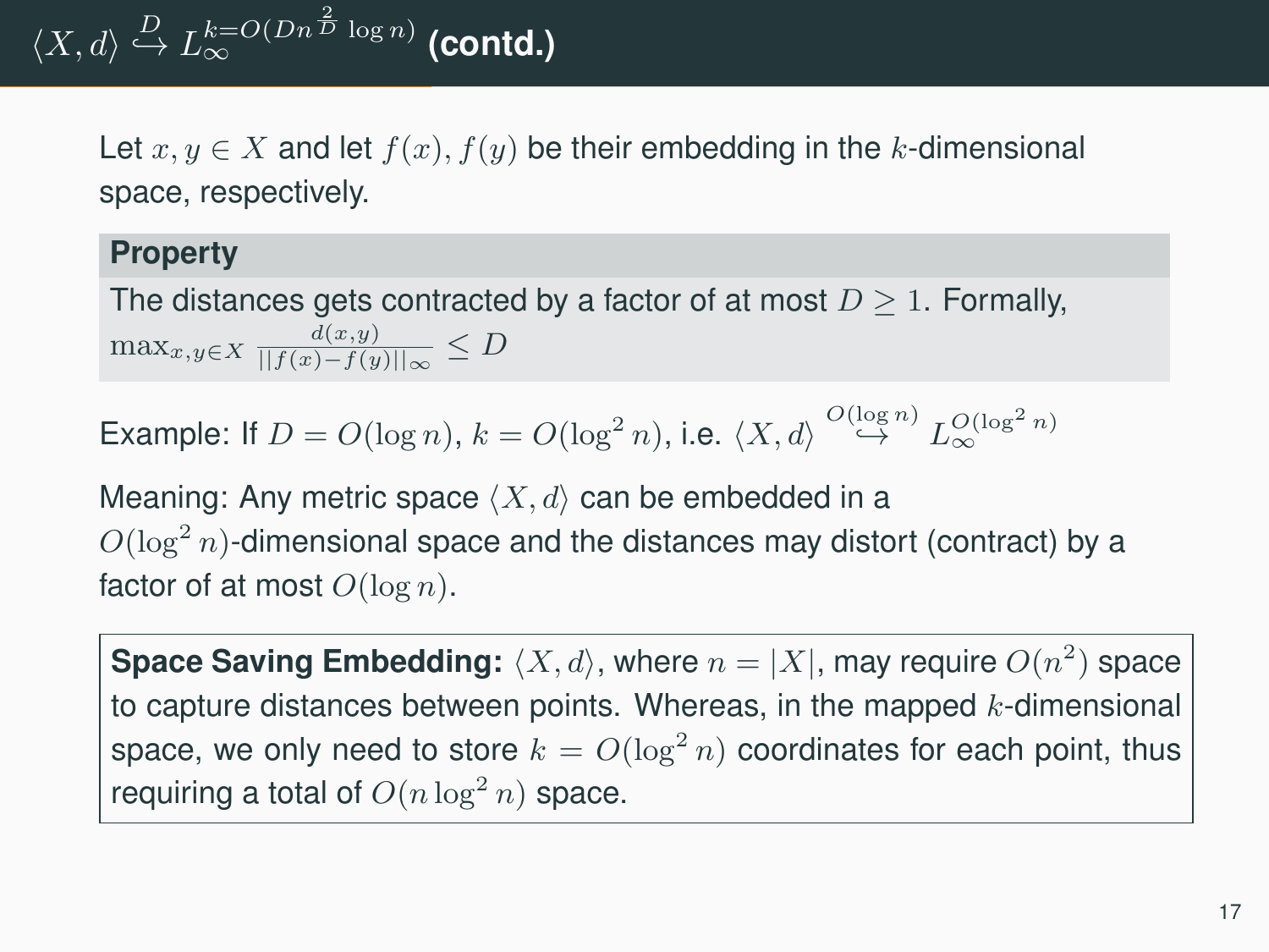# $\langle X, d\rangle \overset{D}{\hookrightarrow} L_\infty^{k=O(Dn^{\frac{2}{D}}\log n)}$ (contd.)

Let $x, y \in X$ and let $f(x), f(y)$ be their embedding in the $k$-dimensional space, respectively.

**Property**

The distances gets contracted by a factor of at most $D \geq 1$. Formally, $\max_{x,y\in X} \frac{d(x,y)}{||f(x)-f(y)||_\infty} \leq D$

Example: If $D = O(\log n)$, $k = O(\log^2 n)$, i.e. $\langle X, d\rangle \overset{O(\log n)}{\hookrightarrow} L_\infty^{O(\log^2 n)}$

Meaning: Any metric space $\langle X, d\rangle$ can be embedded in a $O(\log^2 n)$-dimensional space and the distances may distort (contract) by a factor of at most $O(\log n)$.

**Space Saving Embedding:** $\langle X, d\rangle$, where $n = |X|$, may require $O(n^2)$ space to capture distances between points. Whereas, in the mapped $k$-dimensional space, we only need to store $k = O(\log^2 n)$ coordinates for each point, thus requiring a total of $O(n \log^2 n)$ space.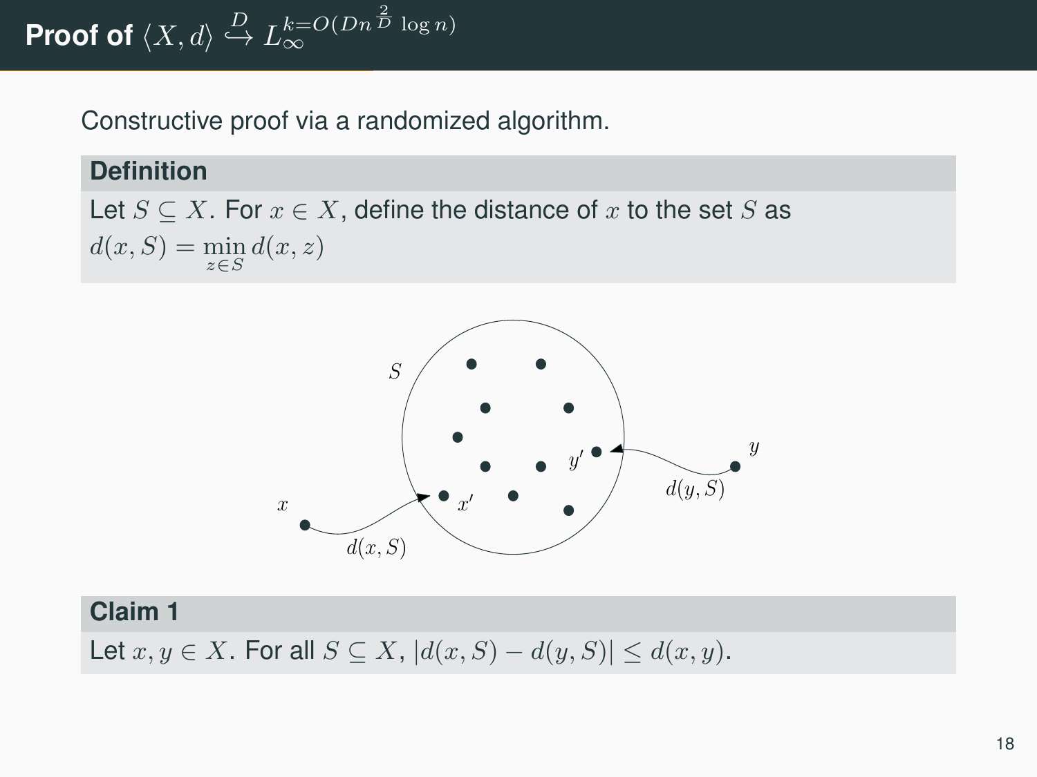# Proof of $\langle X, d\rangle \overset{D}{\hookrightarrow} L_\infty^{k=O(Dn^{\frac{2}{D}}\log n)}$

Constructive proof via a randomized algorithm.

**Definition**

Let $S \subseteq X$. For $x \in X$, define the distance of $x$ to the set $S$ as $d(x, S) = \min_{z \in S} d(x, z)$

**Claim 1**

Let $x, y \in X$. For all $S \subseteq X$, $|d(x, S) - d(y, S)| \leq d(x, y)$.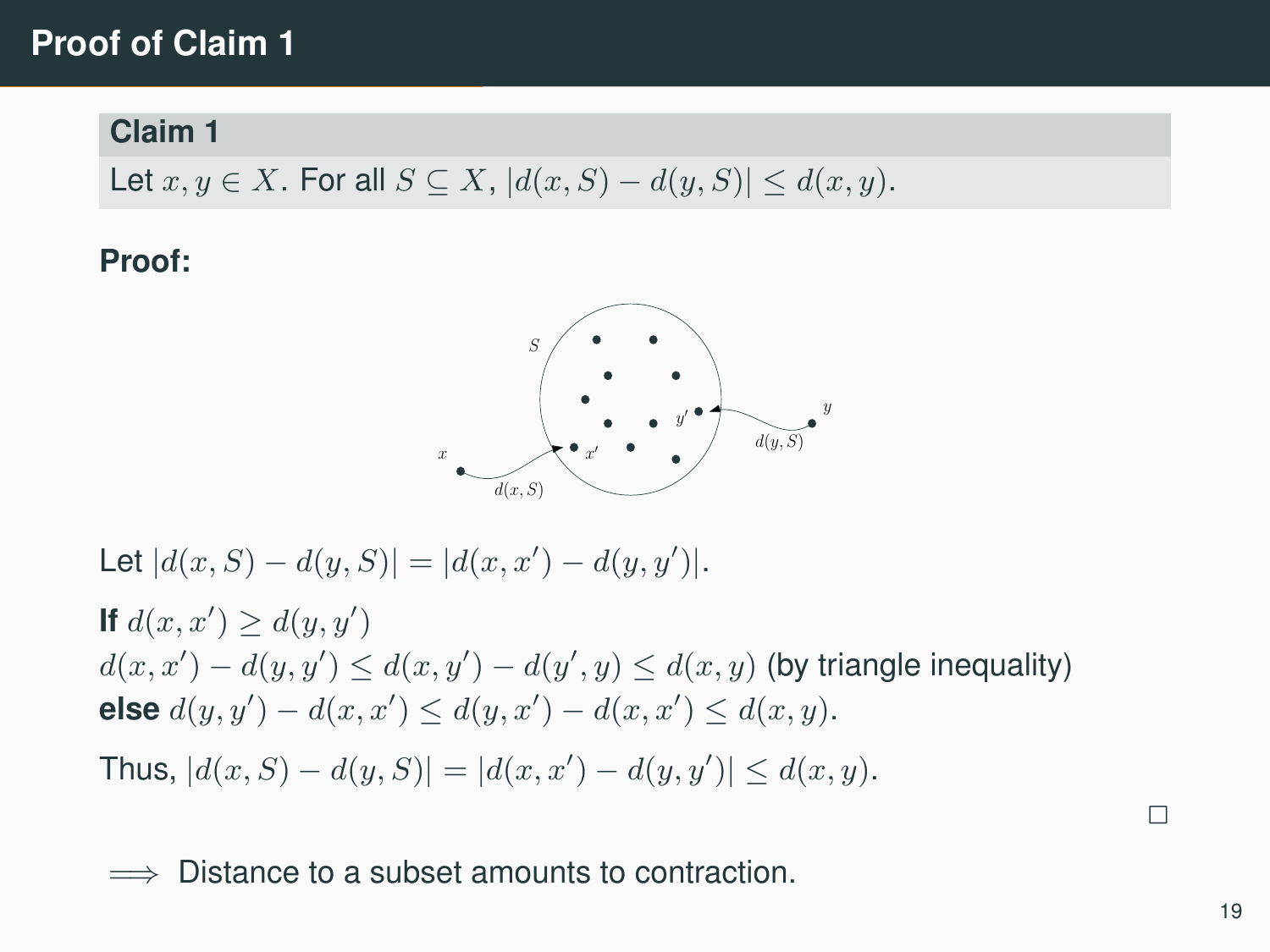# Proof of Claim 1

**Claim 1**

Let $x, y \in X$. For all $S \subseteq X$, $|d(x,S) - d(y,S)| \leq d(x,y)$.

**Proof:**

Let $|d(x,S) - d(y,S)| = |d(x,x') - d(y,y')|$.

**If** $d(x,x') \geq d(y,y')$
$d(x,x') - d(y,y') \leq d(x,y') - d(y',y) \leq d(x,y)$ (by triangle inequality)
**else** $d(y,y') - d(x,x') \leq d(y,x') - d(x,x') \leq d(x,y)$.

Thus, $|d(x,S) - d(y,S)| = |d(x,x') - d(y,y')| \leq d(x,y)$.

□

$\Longrightarrow$ Distance to a subset amounts to contraction.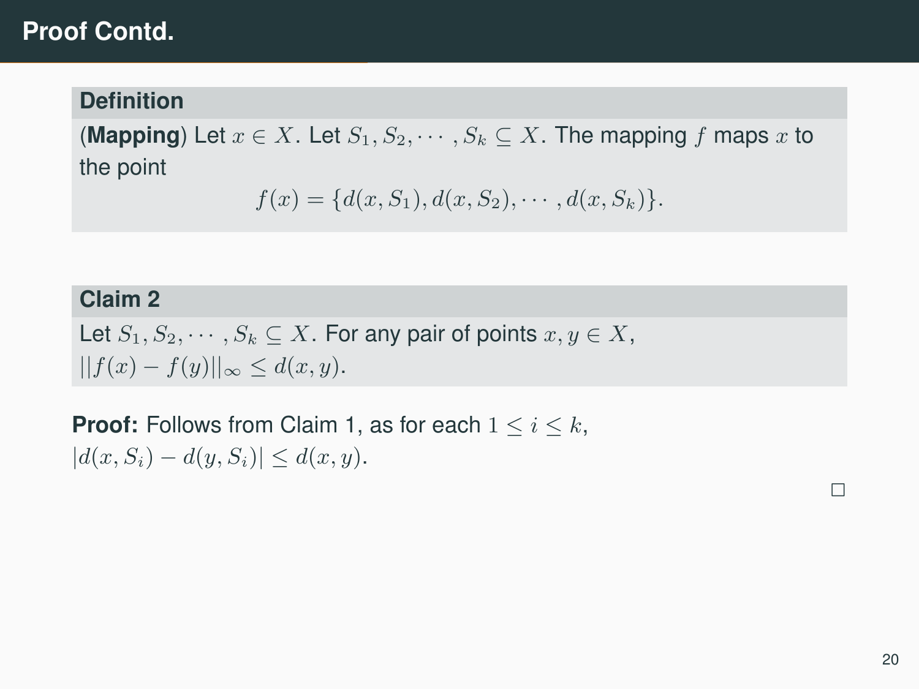# Proof Contd.

### Definition

(**Mapping**) Let $x \in X$. Let $S_1, S_2, \cdots, S_k \subseteq X$. The mapping $f$ maps $x$ to the point

$$f(x) = \{d(x, S_1), d(x, S_2), \cdots, d(x, S_k)\}.$$

### Claim 2

Let $S_1, S_2, \cdots, S_k \subseteq X$. For any pair of points $x, y \in X$, $||f(x) - f(y)||_\infty \leq d(x, y)$.

**Proof:** Follows from Claim 1, as for each $1 \leq i \leq k$, $|d(x, S_i) - d(y, S_i)| \leq d(x, y)$.

□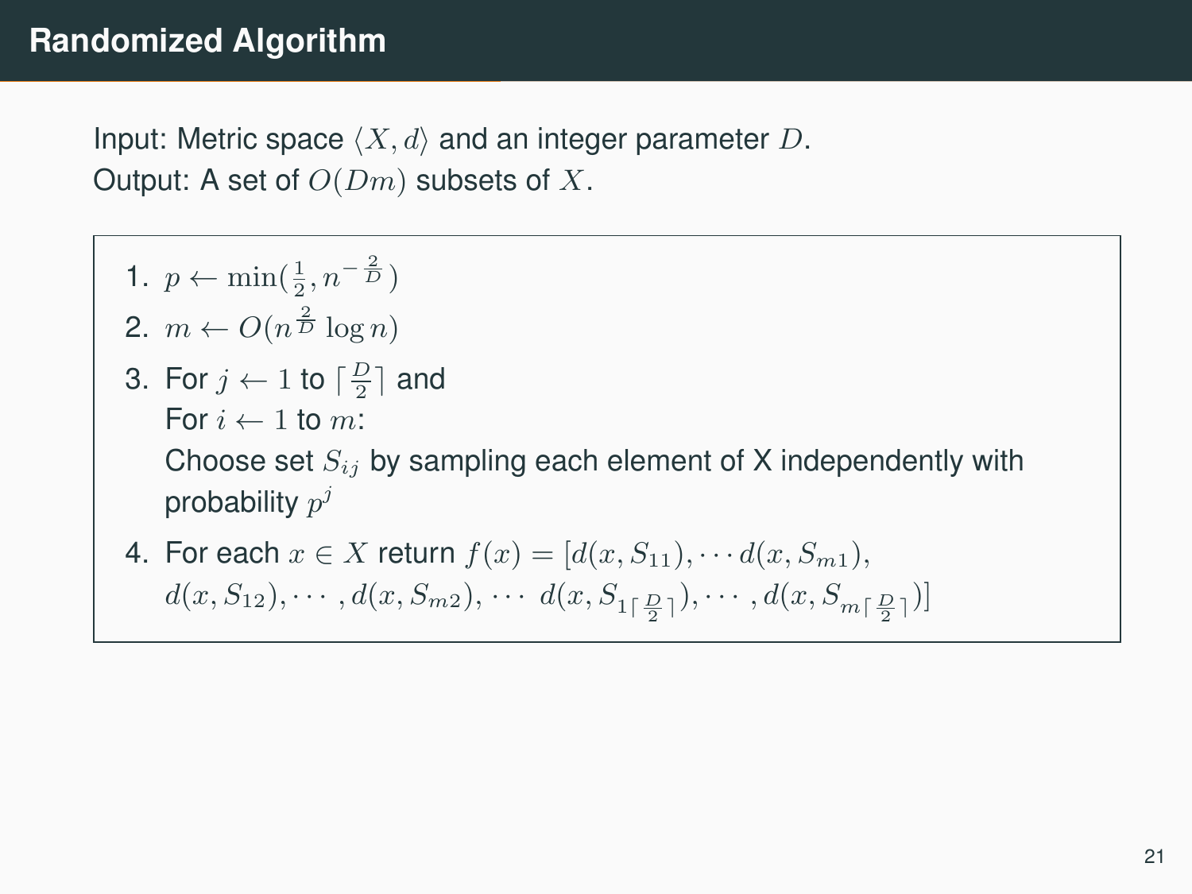# Randomized Algorithm

Input: Metric space $\langle X, d \rangle$ and an integer parameter $D$.
Output: A set of $O(Dm)$ subsets of $X$.

1. $p \leftarrow \min(\frac{1}{2}, n^{-\frac{2}{D}})$
2. $m \leftarrow O(n^{\frac{2}{D}} \log n)$
3. For $j \leftarrow 1$ to $\lceil \frac{D}{2} \rceil$ and
   For $i \leftarrow 1$ to $m$:
   Choose set $S_{ij}$ by sampling each element of X independently with probability $p^j$
4. For each $x \in X$ return $f(x) = [d(x, S_{11}), \cdots d(x, S_{m1}),$
   $d(x, S_{12}), \cdots, d(x, S_{m2}), \cdots\ d(x, S_{1\lceil \frac{D}{2} \rceil}), \cdots, d(x, S_{m\lceil \frac{D}{2} \rceil})]$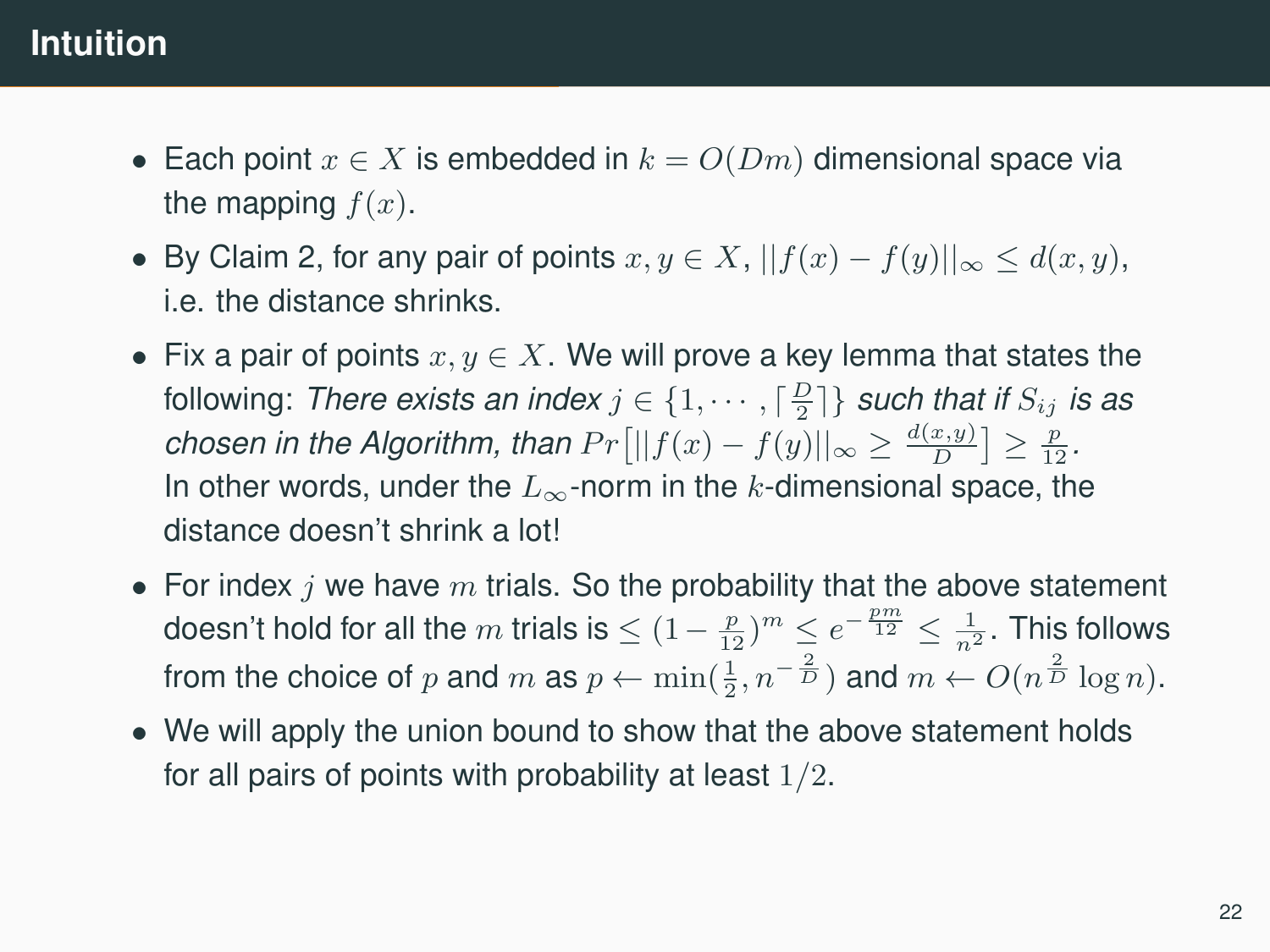# Intuition

- Each point $x \in X$ is embedded in $k = O(Dm)$ dimensional space via the mapping $f(x)$.
- By Claim 2, for any pair of points $x, y \in X$, $||f(x) - f(y)||_\infty \leq d(x, y)$, i.e. the distance shrinks.
- Fix a pair of points $x, y \in X$. We will prove a key lemma that states the following: *There exists an index $j \in \{1, \cdots, \lceil \frac{D}{2} \rceil\}$ such that if $S_{ij}$ is as chosen in the Algorithm, than $Pr\left[||f(x) - f(y)||_\infty \geq \frac{d(x,y)}{D}\right] \geq \frac{p}{12}$.* In other words, under the $L_\infty$-norm in the $k$-dimensional space, the distance doesn't shrink a lot!
- For index $j$ we have $m$ trials. So the probability that the above statement doesn't hold for all the $m$ trials is $\leq (1 - \frac{p}{12})^m \leq e^{-\frac{pm}{12}} \leq \frac{1}{n^2}$. This follows from the choice of $p$ and $m$ as $p \leftarrow \min(\frac{1}{2}, n^{-\frac{2}{D}})$ and $m \leftarrow O(n^{\frac{2}{D}} \log n)$.
- We will apply the union bound to show that the above statement holds for all pairs of points with probability at least $1/2$.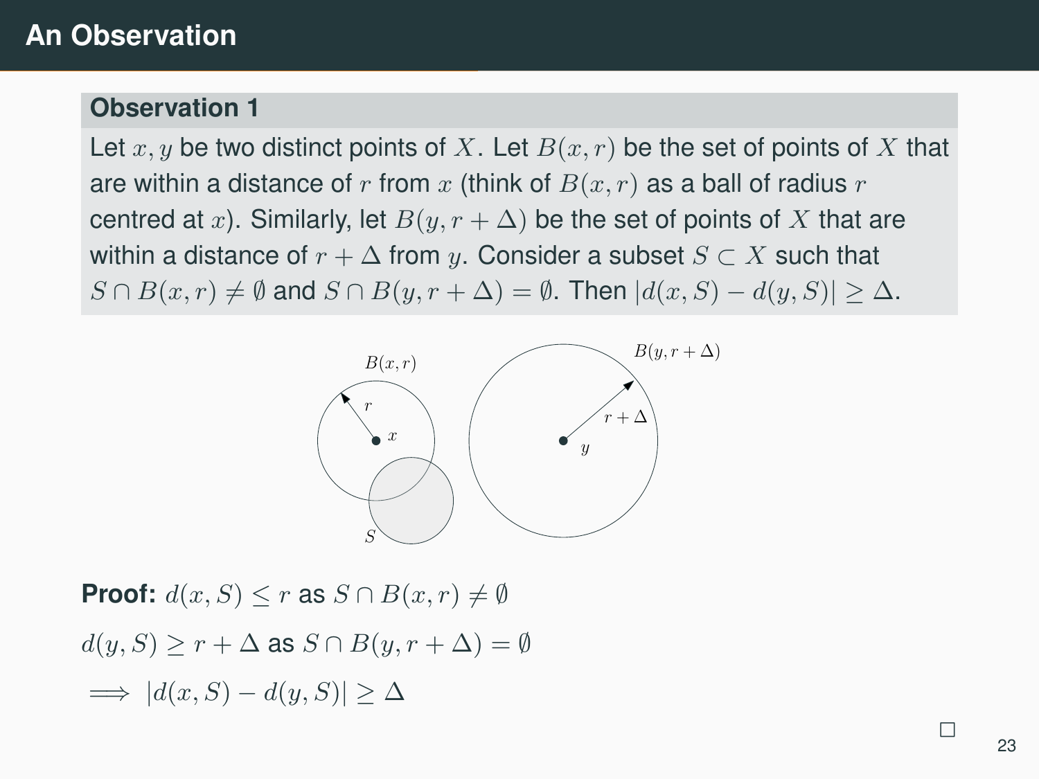# An Observation

**Observation 1**

Let $x, y$ be two distinct points of $X$. Let $B(x, r)$ be the set of points of $X$ that are within a distance of $r$ from $x$ (think of $B(x, r)$ as a ball of radius $r$ centred at $x$). Similarly, let $B(y, r + \Delta)$ be the set of points of $X$ that are within a distance of $r + \Delta$ from $y$. Consider a subset $S \subset X$ such that $S \cap B(x, r) \neq \emptyset$ and $S \cap B(y, r + \Delta) = \emptyset$. Then $|d(x, S) - d(y, S)| \geq \Delta$.

**Proof:** $d(x, S) \leq r$ as $S \cap B(x, r) \neq \emptyset$

$d(y, S) \geq r + \Delta$ as $S \cap B(y, r + \Delta) = \emptyset$

$\implies |d(x, S) - d(y, S)| \geq \Delta$

□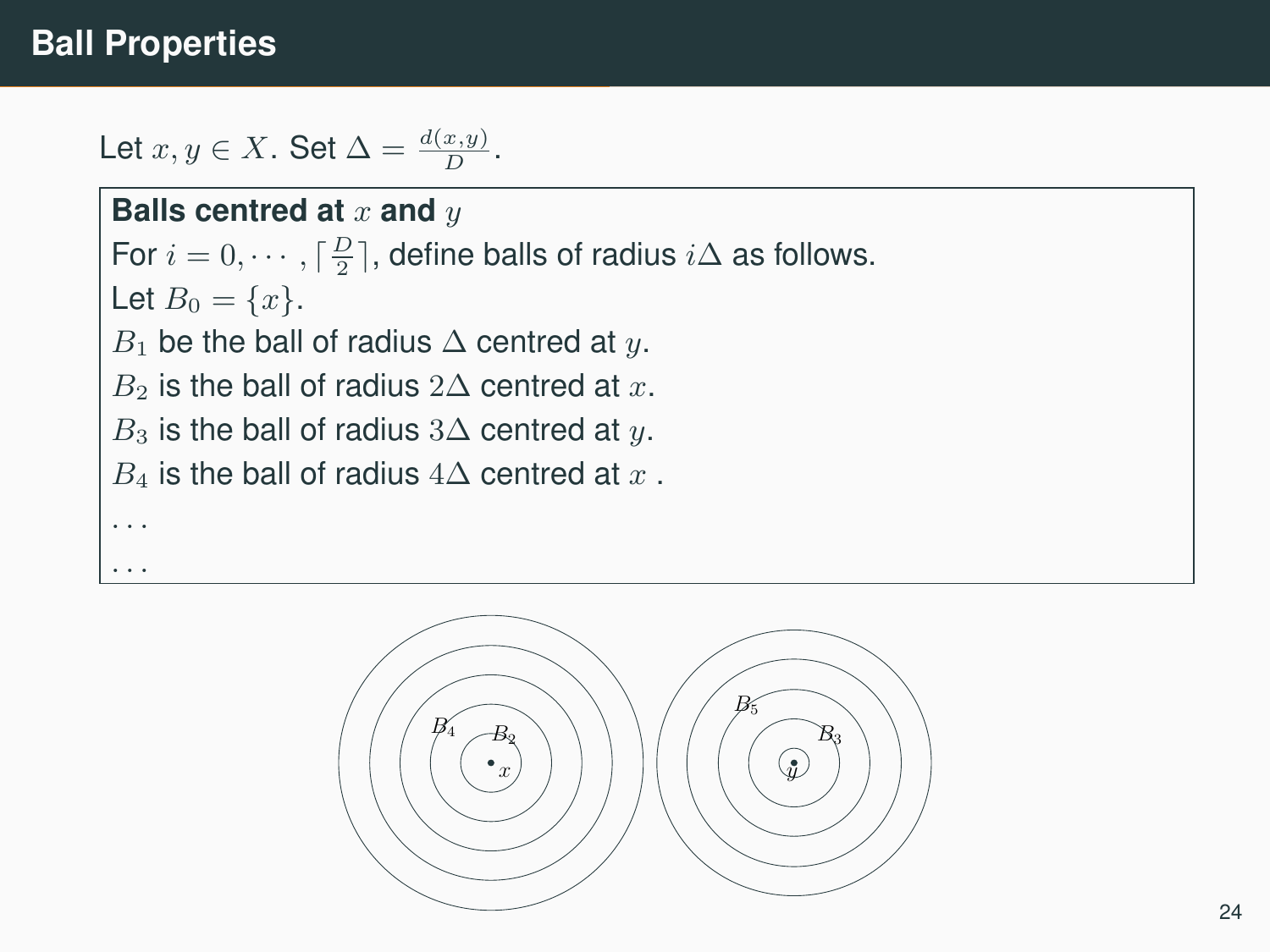# Ball Properties

Let $x, y \in X$. Set $\Delta = \frac{d(x,y)}{D}$.

**Balls centred at $x$ and $y$**

For $i = 0, \cdots, \lceil \frac{D}{2} \rceil$, define balls of radius $i\Delta$ as follows.

Let $B_0 = \{x\}$.

$B_1$ be the ball of radius $\Delta$ centred at $y$.

$B_2$ is the ball of radius $2\Delta$ centred at $x$.

$B_3$ is the ball of radius $3\Delta$ centred at $y$.

$B_4$ is the ball of radius $4\Delta$ centred at $x$ .

$\ldots$

$\ldots$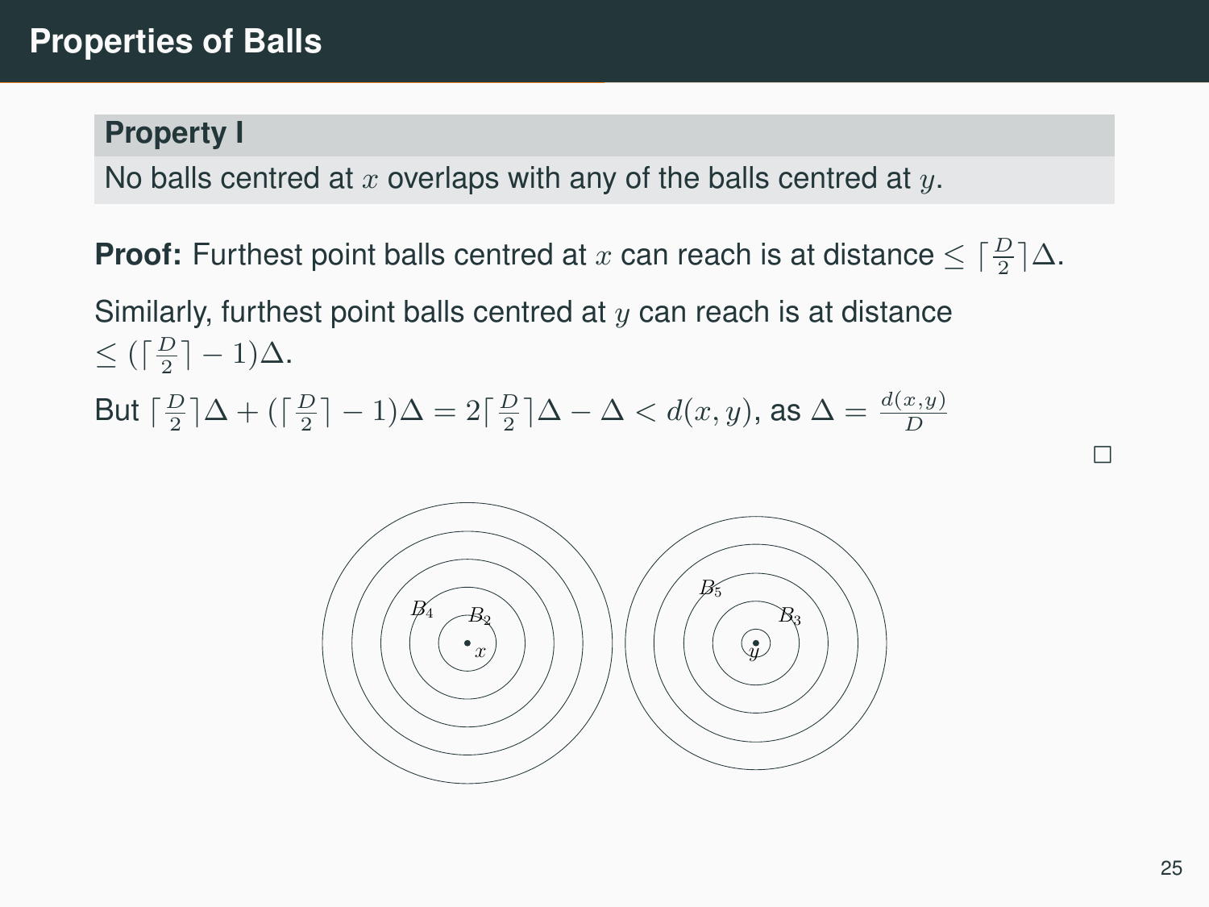# Properties of Balls

**Property I**

No balls centred at $x$ overlaps with any of the balls centred at $y$.

**Proof:** Furthest point balls centred at $x$ can reach is at distance $\leq \lceil \frac{D}{2} \rceil \Delta$.

Similarly, furthest point balls centred at $y$ can reach is at distance $\leq (\lceil \frac{D}{2} \rceil - 1)\Delta$.

But $\lceil \frac{D}{2} \rceil \Delta + (\lceil \frac{D}{2} \rceil - 1)\Delta = 2\lceil \frac{D}{2} \rceil \Delta - \Delta < d(x, y)$, as $\Delta = \frac{d(x,y)}{D}$

□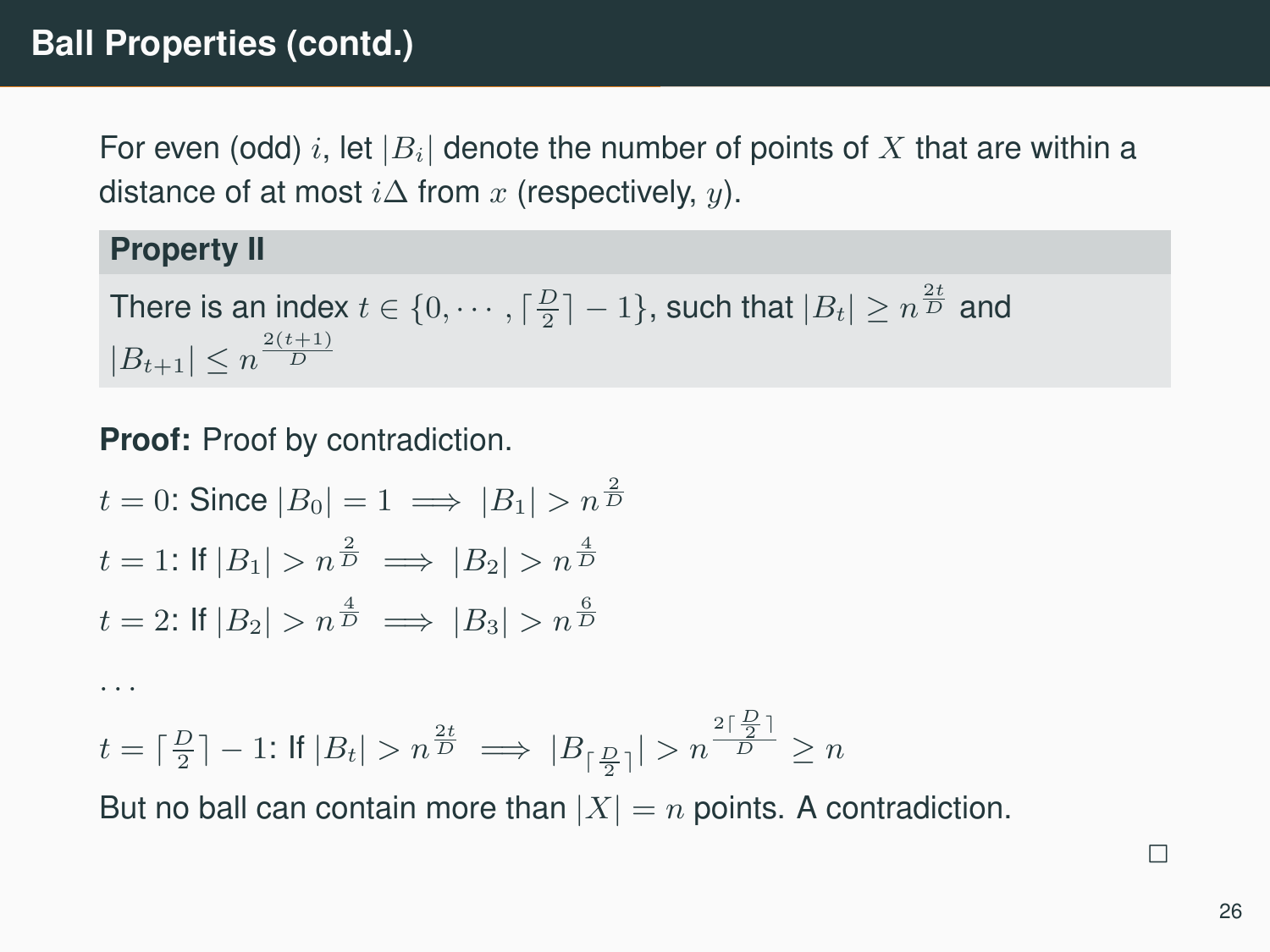# Ball Properties (contd.)

For even (odd) $i$, let $|B_i|$ denote the number of points of $X$ that are within a distance of at most $i\Delta$ from $x$ (respectively, $y$).

**Property II**

There is an index $t \in \{0, \cdots, \lceil \frac{D}{2} \rceil - 1\}$, such that $|B_t| \geq n^{\frac{2t}{D}}$ and $|B_{t+1}| \leq n^{\frac{2(t+1)}{D}}$

**Proof:** Proof by contradiction.

$t = 0$: Since $|B_0| = 1 \implies |B_1| > n^{\frac{2}{D}}$

$t = 1$: If $|B_1| > n^{\frac{2}{D}} \implies |B_2| > n^{\frac{4}{D}}$

$t = 2$: If $|B_2| > n^{\frac{4}{D}} \implies |B_3| > n^{\frac{6}{D}}$

$\cdots$

$t = \lceil \frac{D}{2} \rceil - 1$: If $|B_t| > n^{\frac{2t}{D}} \implies |B_{\lceil \frac{D}{2} \rceil}| > n^{\frac{2\lceil \frac{D}{2} \rceil}{D}} \geq n$

But no ball can contain more than $|X| = n$ points. A contradiction.

□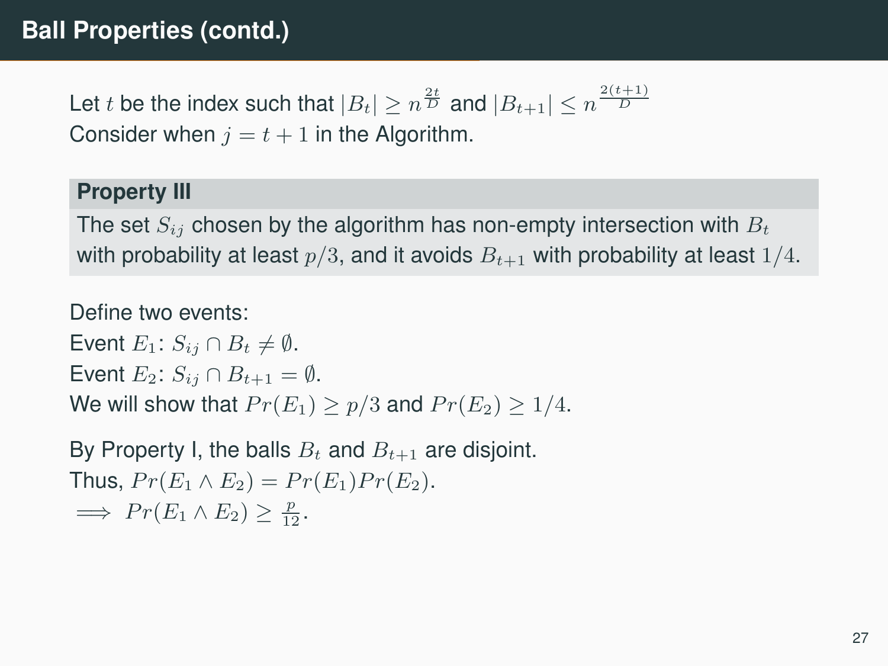# Ball Properties (contd.)

Let $t$ be the index such that $|B_t| \geq n^{\frac{2t}{D}}$ and $|B_{t+1}| \leq n^{\frac{2(t+1)}{D}}$
Consider when $j = t + 1$ in the Algorithm.

**Property III**

The set $S_{ij}$ chosen by the algorithm has non-empty intersection with $B_t$ with probability at least $p/3$, and it avoids $B_{t+1}$ with probability at least $1/4$.

Define two events:
Event $E_1$: $S_{ij} \cap B_t \neq \emptyset$.
Event $E_2$: $S_{ij} \cap B_{t+1} = \emptyset$.
We will show that $Pr(E_1) \geq p/3$ and $Pr(E_2) \geq 1/4$.

By Property I, the balls $B_t$ and $B_{t+1}$ are disjoint.
Thus, $Pr(E_1 \wedge E_2) = Pr(E_1)Pr(E_2)$.
$\implies Pr(E_1 \wedge E_2) \geq \frac{p}{12}$.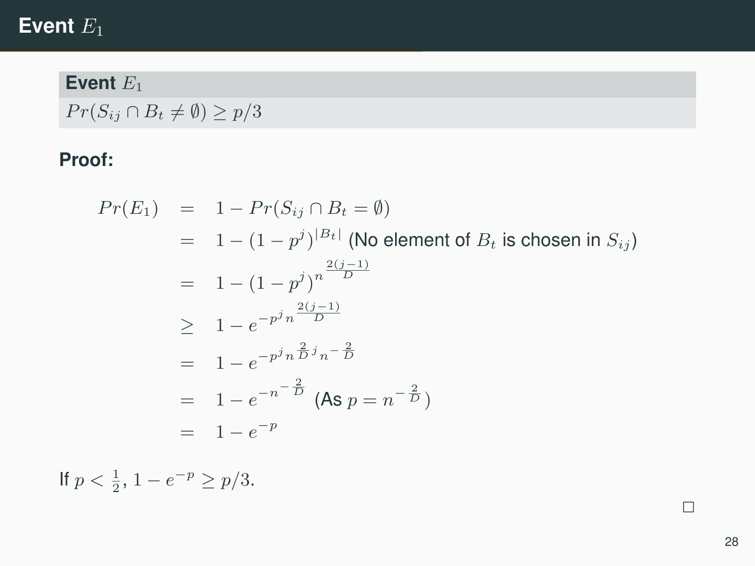# Event $E_1$

**Event $E_1$**

$Pr(S_{ij} \cap B_t \neq \emptyset) \geq p/3$

**Proof:**

$$
\begin{aligned}
Pr(E_1) &= 1 - Pr(S_{ij} \cap B_t = \emptyset) \\
&= 1 - (1 - p^j)^{|B_t|} \text{ (No element of } B_t \text{ is chosen in } S_{ij}\text{)} \\
&= 1 - (1 - p^j)^{n^{\frac{2(j-1)}{D}}} \\
&\geq 1 - e^{-p^j n^{\frac{2(j-1)}{D}}} \\
&= 1 - e^{-p^j n^{\frac{2}{D} j} n^{-\frac{2}{D}}} \\
&= 1 - e^{-n^{-\frac{2}{D}}} \text{ (As } p = n^{-\frac{2}{D}}\text{)} \\
&= 1 - e^{-p}
\end{aligned}
$$

If $p < \frac{1}{2}$, $1 - e^{-p} \geq p/3$.

□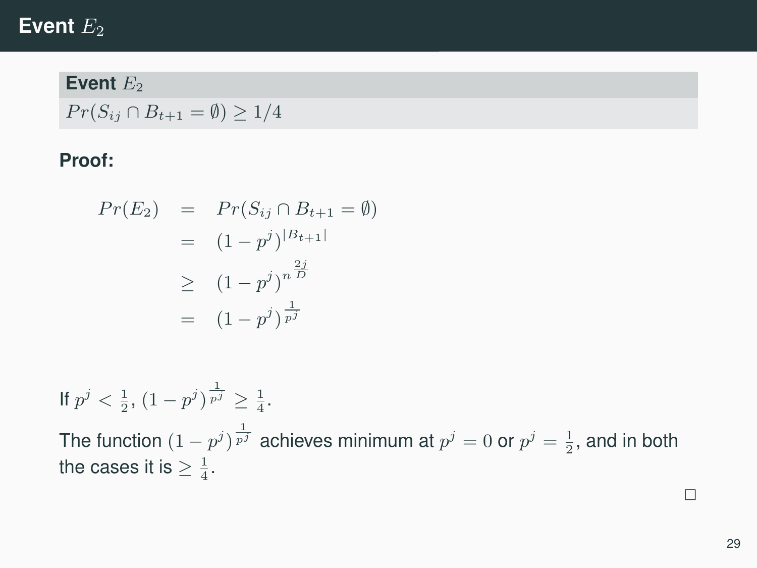# Event $E_2$

**Event $E_2$**

$Pr(S_{ij} \cap B_{t+1} = \emptyset) \geq 1/4$

**Proof:**

$$
\begin{aligned}
Pr(E_2) &= Pr(S_{ij} \cap B_{t+1} = \emptyset) \\
&= (1 - p^j)^{|B_{t+1}|} \\
&\geq (1 - p^j)^{n^{\frac{2j}{D}}} \\
&= (1 - p^j)^{\frac{1}{p^j}}
\end{aligned}
$$

If $p^j < \frac{1}{2}$, $(1 - p^j)^{\frac{1}{p^j}} \geq \frac{1}{4}$.

The function $(1 - p^j)^{\frac{1}{p^j}}$ achieves minimum at $p^j = 0$ or $p^j = \frac{1}{2}$, and in both the cases it is $\geq \frac{1}{4}$.

□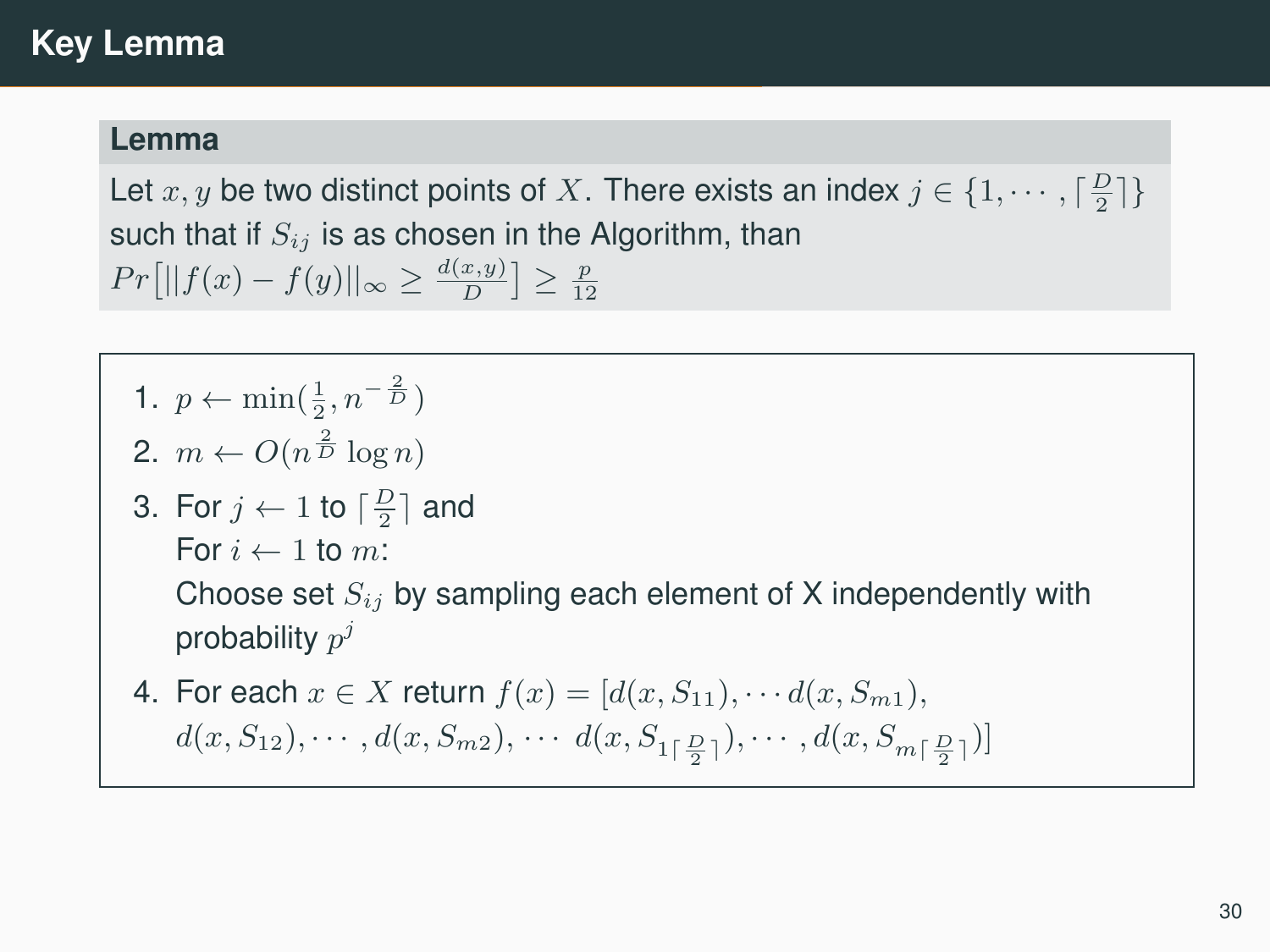# Key Lemma

**Lemma**

Let $x, y$ be two distinct points of $X$. There exists an index $j \in \{1, \cdots, \lceil \frac{D}{2} \rceil\}$ such that if $S_{ij}$ is as chosen in the Algorithm, than $Pr\left[||f(x) - f(y)||_\infty \geq \frac{d(x,y)}{D}\right] \geq \frac{p}{12}$

1. $p \leftarrow \min(\frac{1}{2}, n^{-\frac{2}{D}})$
2. $m \leftarrow O(n^{\frac{2}{D}} \log n)$
3. For $j \leftarrow 1$ to $\lceil \frac{D}{2} \rceil$ and
   For $i \leftarrow 1$ to $m$:
   Choose set $S_{ij}$ by sampling each element of X independently with probability $p^j$
4. For each $x \in X$ return $f(x) = [d(x, S_{11}), \cdots d(x, S_{m1}),$
   $d(x, S_{12}), \cdots, d(x, S_{m2}), \cdots\ d(x, S_{1\lceil \frac{D}{2} \rceil}), \cdots, d(x, S_{m\lceil \frac{D}{2} \rceil})]$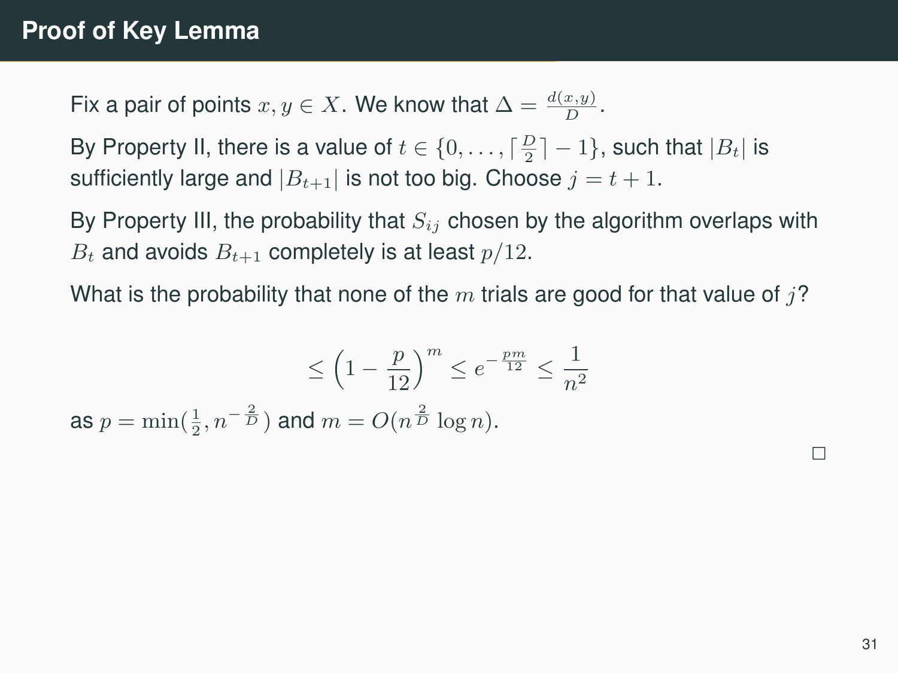# Proof of Key Lemma

Fix a pair of points $x, y \in X$. We know that $\Delta = \frac{d(x,y)}{D}$.

By Property II, there is a value of $t \in \{0, \ldots, \lceil \frac{D}{2} \rceil - 1\}$, such that $|B_t|$ is sufficiently large and $|B_{t+1}|$ is not too big. Choose $j = t + 1$.

By Property III, the probability that $S_{ij}$ chosen by the algorithm overlaps with $B_t$ and avoids $B_{t+1}$ completely is at least $p/12$.

What is the probability that none of the $m$ trials are good for that value of $j$?

$$\leq \left(1 - \frac{p}{12}\right)^m \leq e^{-\frac{pm}{12}} \leq \frac{1}{n^2}$$

as $p = \min(\frac{1}{2}, n^{-\frac{2}{D}})$ and $m = O(n^{\frac{2}{D}} \log n)$.

□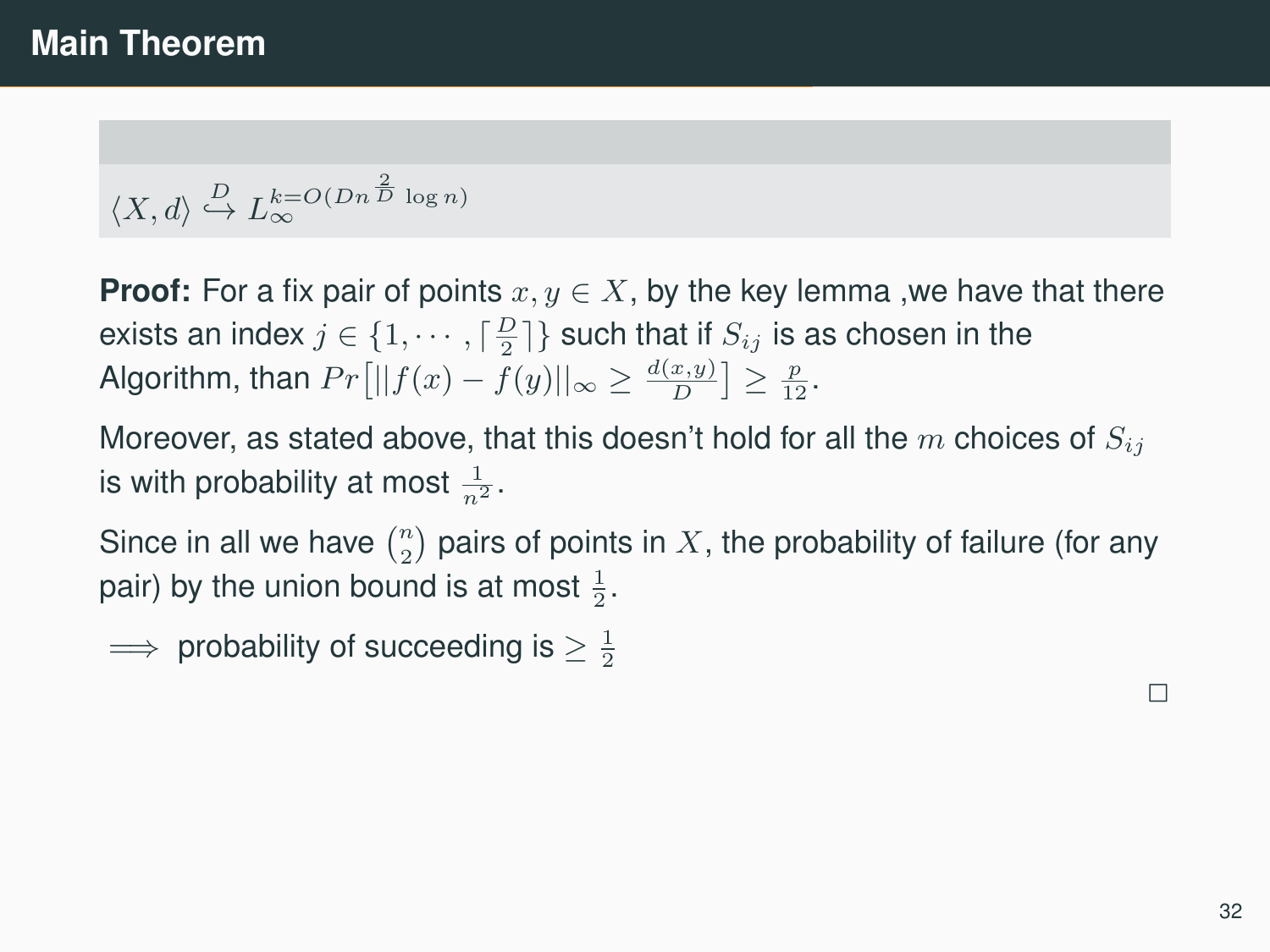# Main Theorem

$$\langle X, d\rangle \overset{D}{\hookrightarrow} L_{\infty}^{k=O(Dn^{\frac{2}{D}}\log n)}$$

**Proof:** For a fix pair of points $x, y \in X$, by the key lemma ,we have that there exists an index $j \in \{1, \cdots, \lceil \frac{D}{2} \rceil\}$ such that if $S_{ij}$ is as chosen in the Algorithm, than $Pr\left[||f(x) - f(y)||_{\infty} \geq \frac{d(x,y)}{D}\right] \geq \frac{p}{12}$.

Moreover, as stated above, that this doesn't hold for all the $m$ choices of $S_{ij}$ is with probability at most $\frac{1}{n^2}$.

Since in all we have $\binom{n}{2}$ pairs of points in $X$, the probability of failure (for any pair) by the union bound is at most $\frac{1}{2}$.

$\implies$ probability of succeeding is $\geq \frac{1}{2}$

$\square$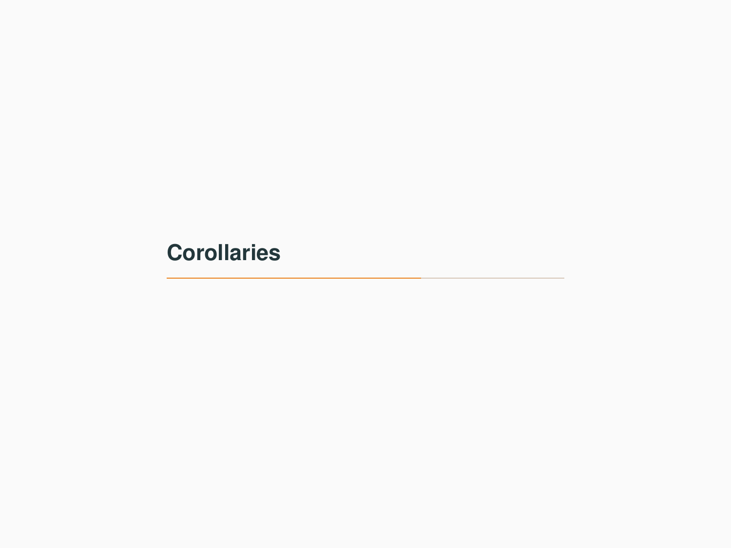# Corollaries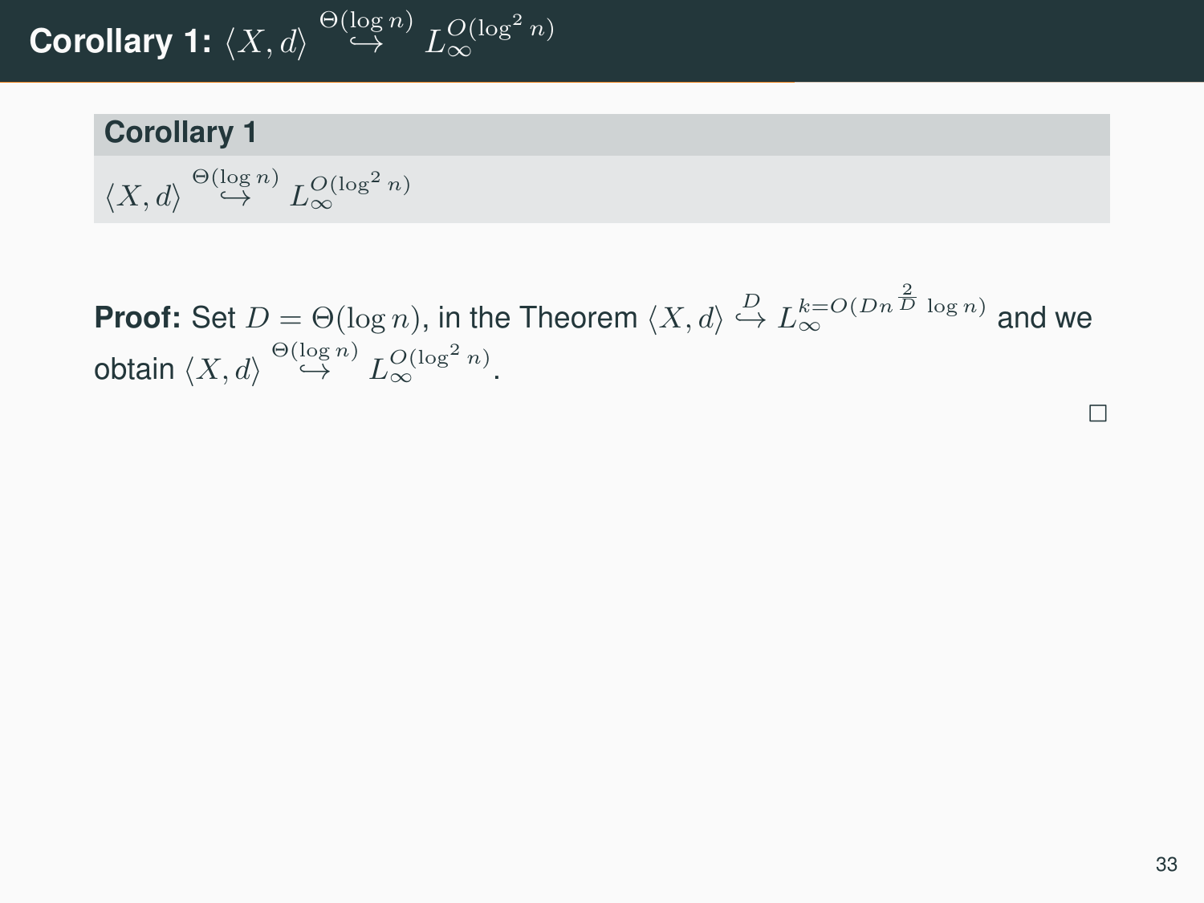# Corollary 1: $\langle X, d\rangle \overset{\Theta(\log n)}{\hookrightarrow} L_\infty^{O(\log^2 n)}$

**Corollary 1**

$\langle X, d\rangle \overset{\Theta(\log n)}{\hookrightarrow} L_\infty^{O(\log^2 n)}$

**Proof:** Set $D = \Theta(\log n)$, in the Theorem $\langle X, d\rangle \overset{D}{\hookrightarrow} L_\infty^{k=O(Dn^{\frac{2}{D}} \log n)}$ and we obtain $\langle X, d\rangle \overset{\Theta(\log n)}{\hookrightarrow} L_\infty^{O(\log^2 n)}$.

□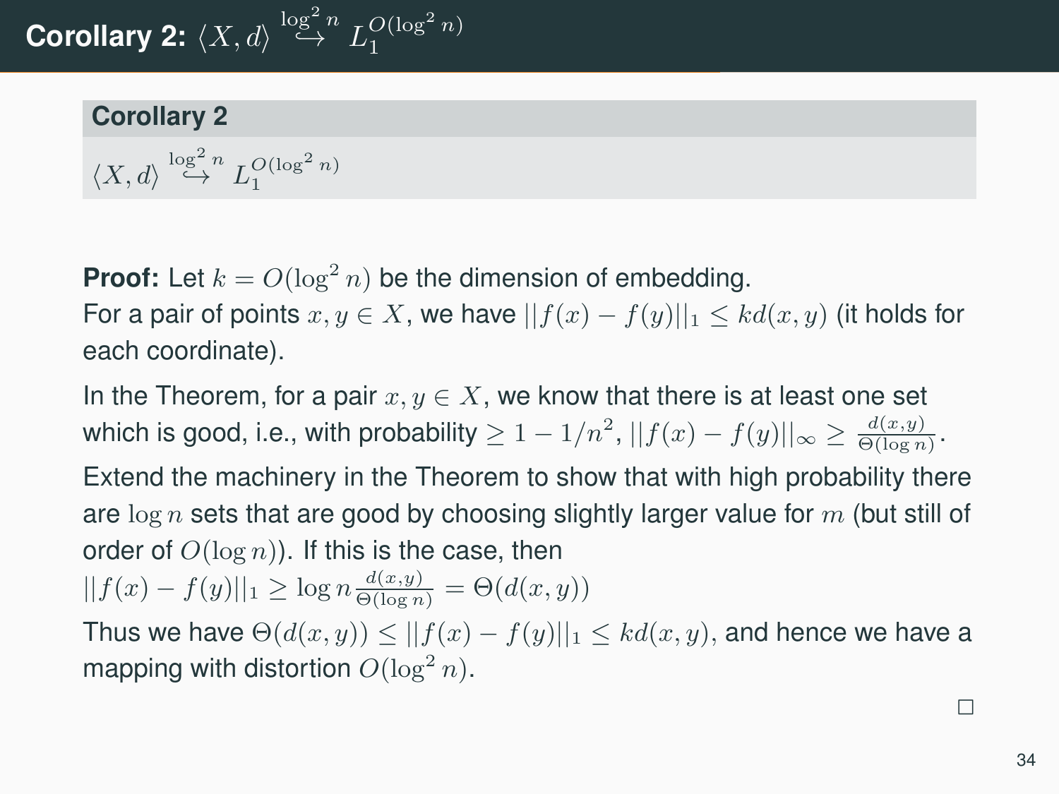# Corollary 2: $\langle X, d \rangle \overset{\log^2 n}{\hookrightarrow} L_1^{O(\log^2 n)}$

**Corollary 2**

$\langle X, d \rangle \overset{\log^2 n}{\hookrightarrow} L_1^{O(\log^2 n)}$

**Proof:** Let $k = O(\log^2 n)$ be the dimension of embedding.
For a pair of points $x, y \in X$, we have $||f(x) - f(y)||_1 \leq kd(x, y)$ (it holds for each coordinate).

In the Theorem, for a pair $x, y \in X$, we know that there is at least one set which is good, i.e., with probability $\geq 1 - 1/n^2$, $||f(x) - f(y)||_\infty \geq \frac{d(x,y)}{\Theta(\log n)}$.

Extend the machinery in the Theorem to show that with high probability there are $\log n$ sets that are good by choosing slightly larger value for $m$ (but still of order of $O(\log n)$). If this is the case, then
$||f(x) - f(y)||_1 \geq \log n \frac{d(x,y)}{\Theta(\log n)} = \Theta(d(x, y))$

Thus we have $\Theta(d(x, y)) \leq ||f(x) - f(y)||_1 \leq kd(x, y)$, and hence we have a mapping with distortion $O(\log^2 n)$.

□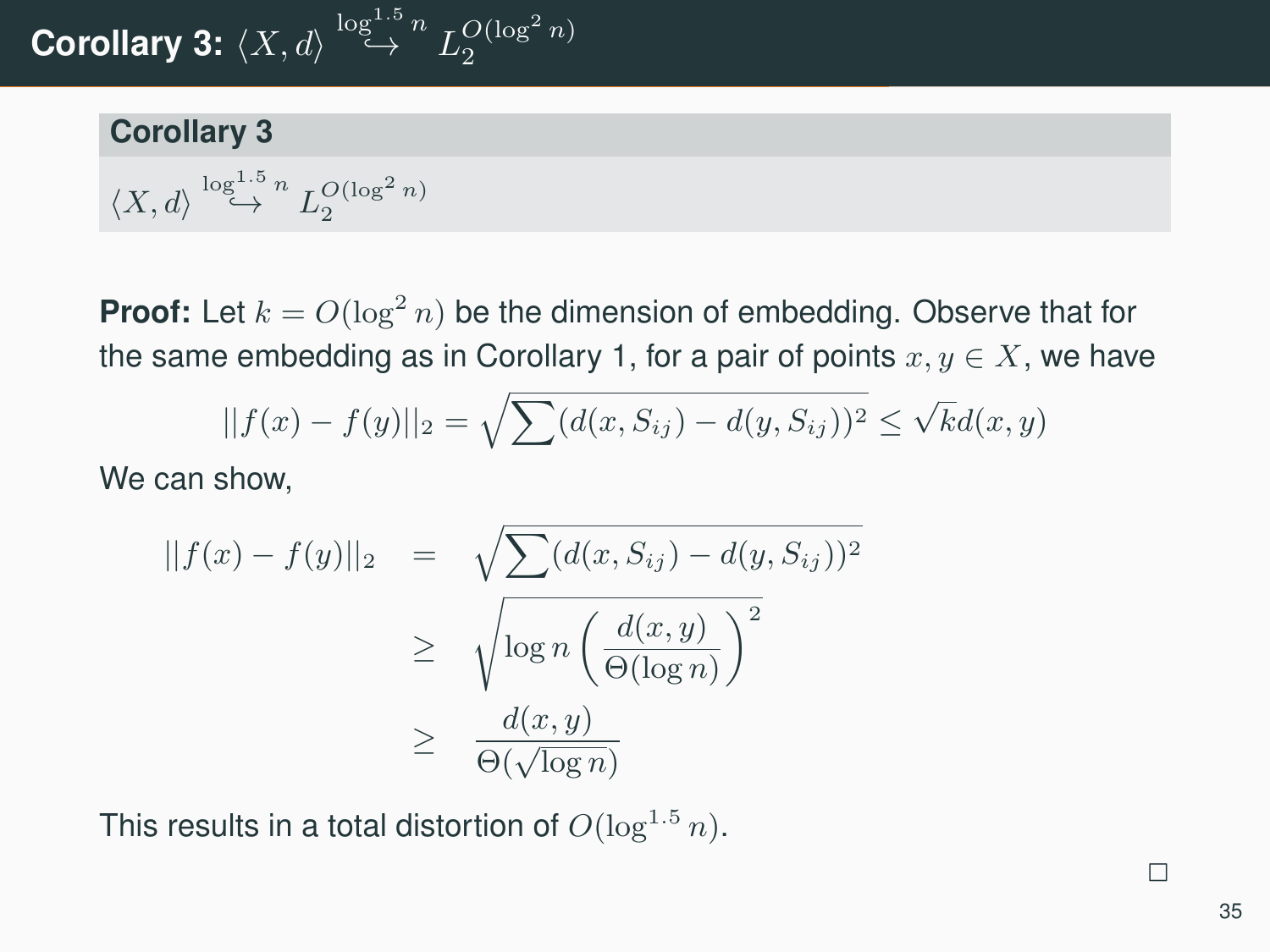# Corollary 3: $\langle X, d \rangle \overset{\log^{1.5} n}{\hookrightarrow} L_2^{O(\log^2 n)}$

**Corollary 3**

$\langle X, d \rangle \overset{\log^{1.5} n}{\hookrightarrow} L_2^{O(\log^2 n)}$

**Proof:** Let $k = O(\log^2 n)$ be the dimension of embedding. Observe that for the same embedding as in Corollary 1, for a pair of points $x, y \in X$, we have

$$||f(x) - f(y)||_2 = \sqrt{\sum (d(x, S_{ij}) - d(y, S_{ij}))^2} \leq \sqrt{k} d(x, y)$$

We can show,

$$\begin{aligned} ||f(x) - f(y)||_2 &= \sqrt{\sum (d(x, S_{ij}) - d(y, S_{ij}))^2} \\ &\geq \sqrt{\log n \left( \frac{d(x, y)}{\Theta(\log n)} \right)^2} \\ &\geq \frac{d(x, y)}{\Theta(\sqrt{\log n})} \end{aligned}$$

This results in a total distortion of $O(\log^{1.5} n)$.

□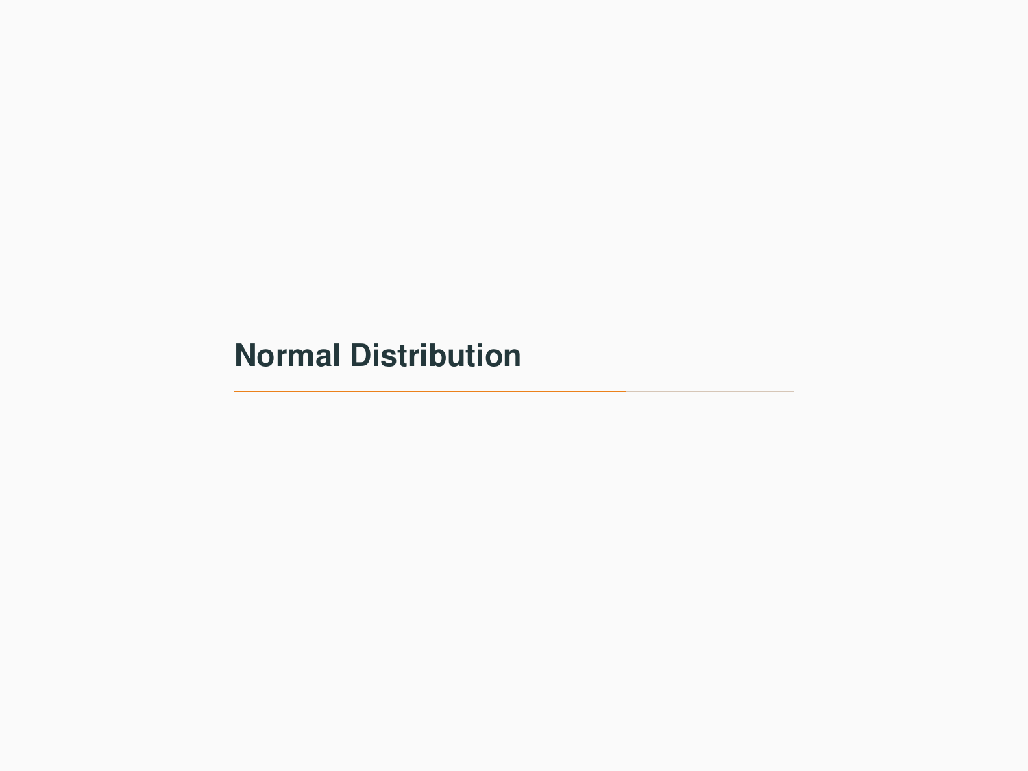# Normal Distribution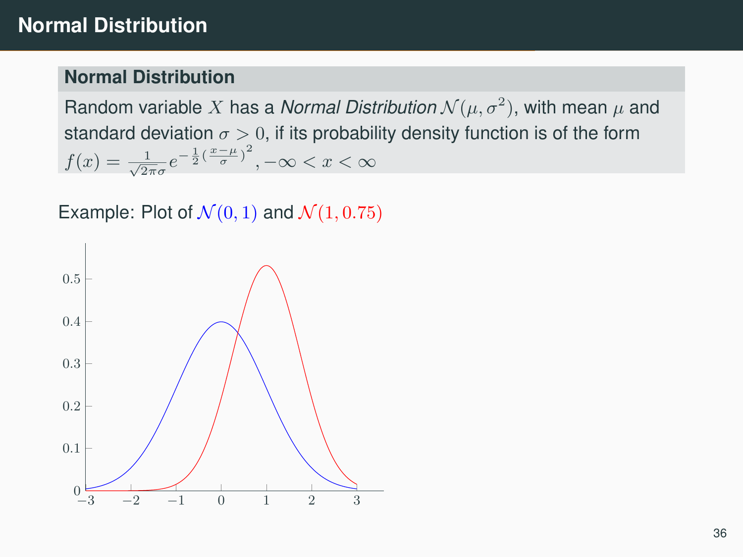# Normal Distribution

### Normal Distribution

Random variable $X$ has a *Normal Distribution* $\mathcal{N}(\mu, \sigma^2)$, with mean $\mu$ and standard deviation $\sigma > 0$, if its probability density function is of the form $f(x) = \frac{1}{\sqrt{2\pi}\sigma} e^{-\frac{1}{2}(\frac{x-\mu}{\sigma})^2}, -\infty < x < \infty$

Example: Plot of $\mathcal{N}(0, 1)$ and $\mathcal{N}(1, 0.75)$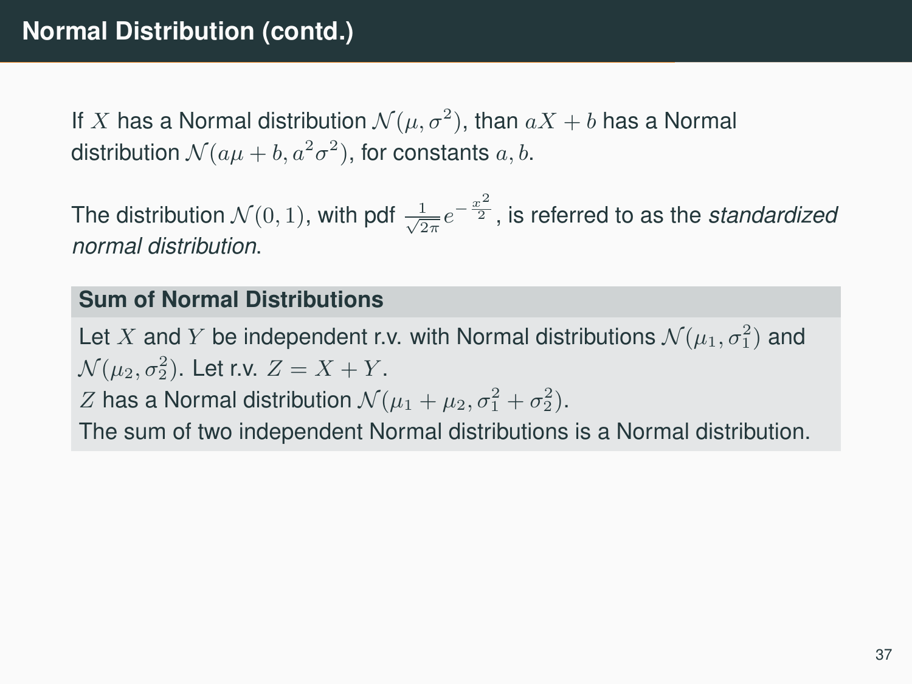# Normal Distribution (contd.)

If $X$ has a Normal distribution $\mathcal{N}(\mu, \sigma^2)$, than $aX + b$ has a Normal distribution $\mathcal{N}(a\mu + b, a^2\sigma^2)$, for constants $a, b$.

The distribution $\mathcal{N}(0, 1)$, with pdf $\frac{1}{\sqrt{2\pi}} e^{-\frac{x^2}{2}}$, is referred to as the *standardized normal distribution*.

**Sum of Normal Distributions**

Let $X$ and $Y$ be independent r.v. with Normal distributions $\mathcal{N}(\mu_1, \sigma_1^2)$ and $\mathcal{N}(\mu_2, \sigma_2^2)$. Let r.v. $Z = X + Y$.
$Z$ has a Normal distribution $\mathcal{N}(\mu_1 + \mu_2, \sigma_1^2 + \sigma_2^2)$.
The sum of two independent Normal distributions is a Normal distribution.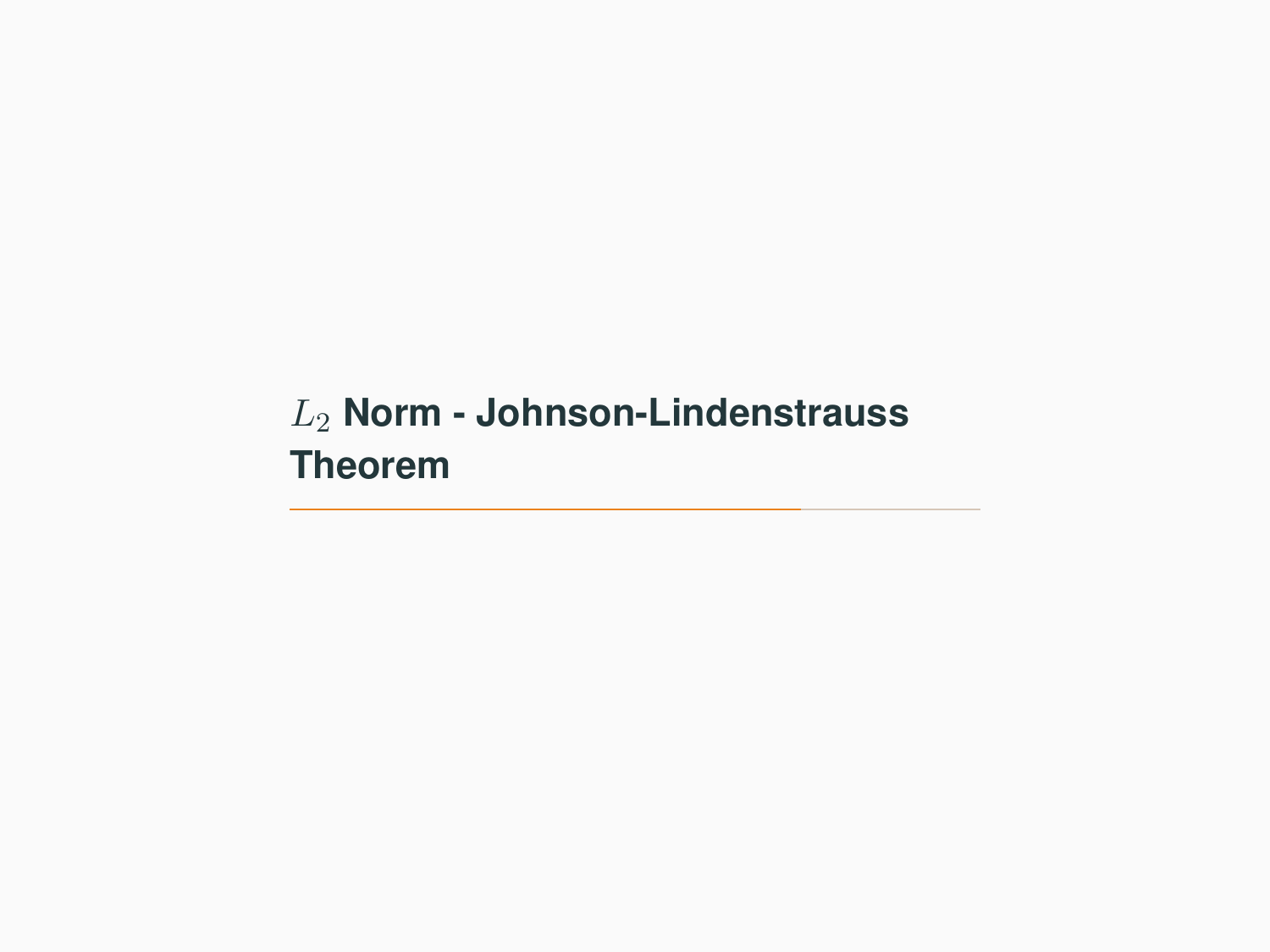# $L_2$ Norm - Johnson-Lindenstrauss Theorem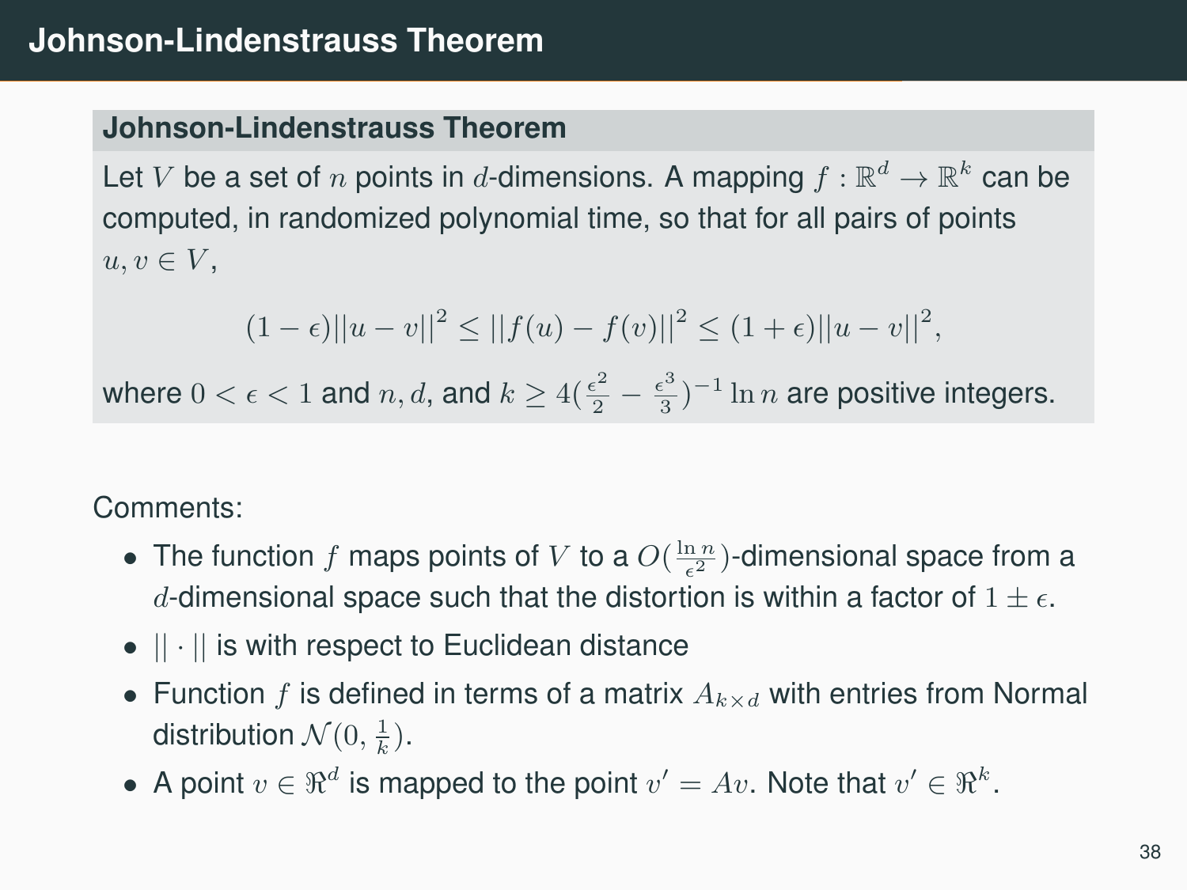# Johnson-Lindenstrauss Theorem

**Johnson-Lindenstrauss Theorem**

Let $V$ be a set of $n$ points in $d$-dimensions. A mapping $f : \mathbb{R}^d \to \mathbb{R}^k$ can be computed, in randomized polynomial time, so that for all pairs of points $u, v \in V$,

$$(1-\epsilon)||u-v||^2 \leq ||f(u)-f(v)||^2 \leq (1+\epsilon)||u-v||^2,$$

where $0 < \epsilon < 1$ and $n, d$, and $k \geq 4(\frac{\epsilon^2}{2} - \frac{\epsilon^3}{3})^{-1} \ln n$ are positive integers.

Comments:

- The function $f$ maps points of $V$ to a $O(\frac{\ln n}{\epsilon^2})$-dimensional space from a $d$-dimensional space such that the distortion is within a factor of $1 \pm \epsilon$.
- $|| \cdot ||$ is with respect to Euclidean distance
- Function $f$ is defined in terms of a matrix $A_{k \times d}$ with entries from Normal distribution $\mathcal{N}(0, \frac{1}{k})$.
- A point $v \in \Re^d$ is mapped to the point $v' = Av$. Note that $v' \in \Re^k$.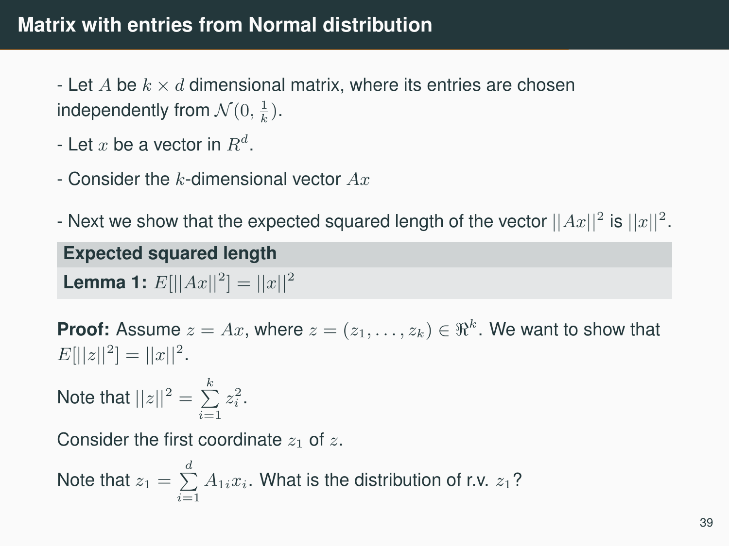# Matrix with entries from Normal distribution

- Let $A$ be $k \times d$ dimensional matrix, where its entries are chosen independently from $\mathcal{N}(0, \frac{1}{k})$.

- Let $x$ be a vector in $R^d$.

- Consider the $k$-dimensional vector $Ax$

- Next we show that the expected squared length of the vector $||Ax||^2$ is $||x||^2$.

**Expected squared length**

**Lemma 1:** $E[||Ax||^2] = ||x||^2$

**Proof:** Assume $z = Ax$, where $z = (z_1, \ldots, z_k) \in \Re^k$. We want to show that $E[||z||^2] = ||x||^2$.

Note that $||z||^2 = \sum_{i=1}^{k} z_i^2$.

Consider the first coordinate $z_1$ of $z$.

Note that $z_1 = \sum_{i=1}^{d} A_{1i} x_i$. What is the distribution of r.v. $z_1$?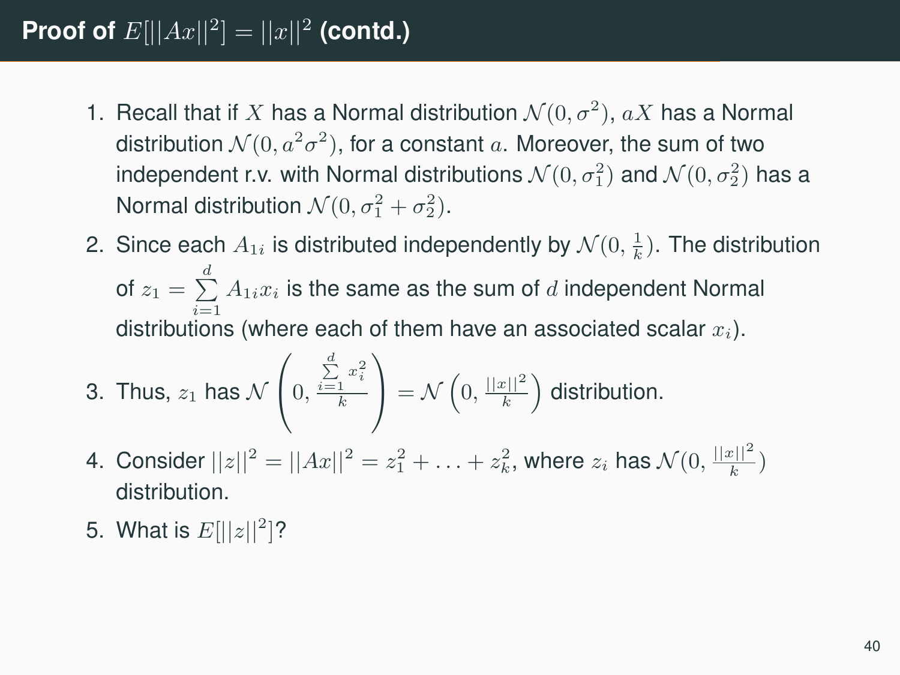# Proof of $E[||Ax||^2] = ||x||^2$ (contd.)

1. Recall that if $X$ has a Normal distribution $\mathcal{N}(0, \sigma^2)$, $aX$ has a Normal distribution $\mathcal{N}(0, a^2\sigma^2)$, for a constant $a$. Moreover, the sum of two independent r.v. with Normal distributions $\mathcal{N}(0, \sigma_1^2)$ and $\mathcal{N}(0, \sigma_2^2)$ has a Normal distribution $\mathcal{N}(0, \sigma_1^2 + \sigma_2^2)$.
2. Since each $A_{1i}$ is distributed independently by $\mathcal{N}(0, \frac{1}{k})$. The distribution of $z_1 = \sum_{i=1}^{d} A_{1i}x_i$ is the same as the sum of $d$ independent Normal distributions (where each of them have an associated scalar $x_i$).
3. Thus, $z_1$ has $\mathcal{N}\left(0, \frac{\sum_{i=1}^{d} x_i^2}{k}\right) = \mathcal{N}\left(0, \frac{||x||^2}{k}\right)$ distribution.
4. Consider $||z||^2 = ||Ax||^2 = z_1^2 + \ldots + z_k^2$, where $z_i$ has $\mathcal{N}(0, \frac{||x||^2}{k})$ distribution.
5. What is $E[||z||^2]$?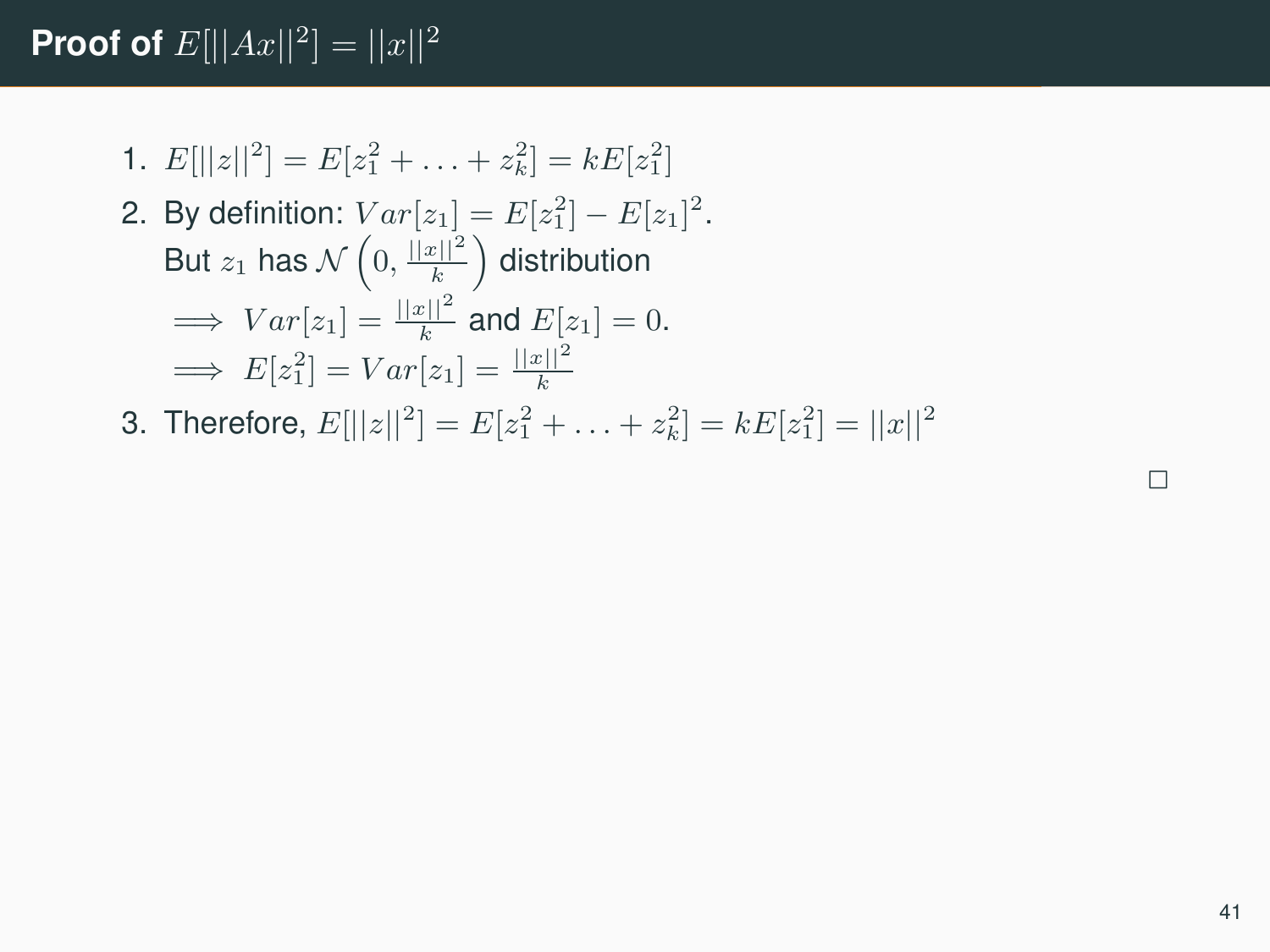# Proof of $E[||Ax||^2] = ||x||^2$

1. $E[||z||^2] = E[z_1^2 + \ldots + z_k^2] = kE[z_1^2]$
2. By definition: $Var[z_1] = E[z_1^2] - E[z_1]^2$.
   But $z_1$ has $\mathcal{N}\left(0, \frac{||x||^2}{k}\right)$ distribution
   $\implies Var[z_1] = \frac{||x||^2}{k}$ and $E[z_1] = 0$.
   $\implies E[z_1^2] = Var[z_1] = \frac{||x||^2}{k}$
3. Therefore, $E[||z||^2] = E[z_1^2 + \ldots + z_k^2] = kE[z_1^2] = ||x||^2$

□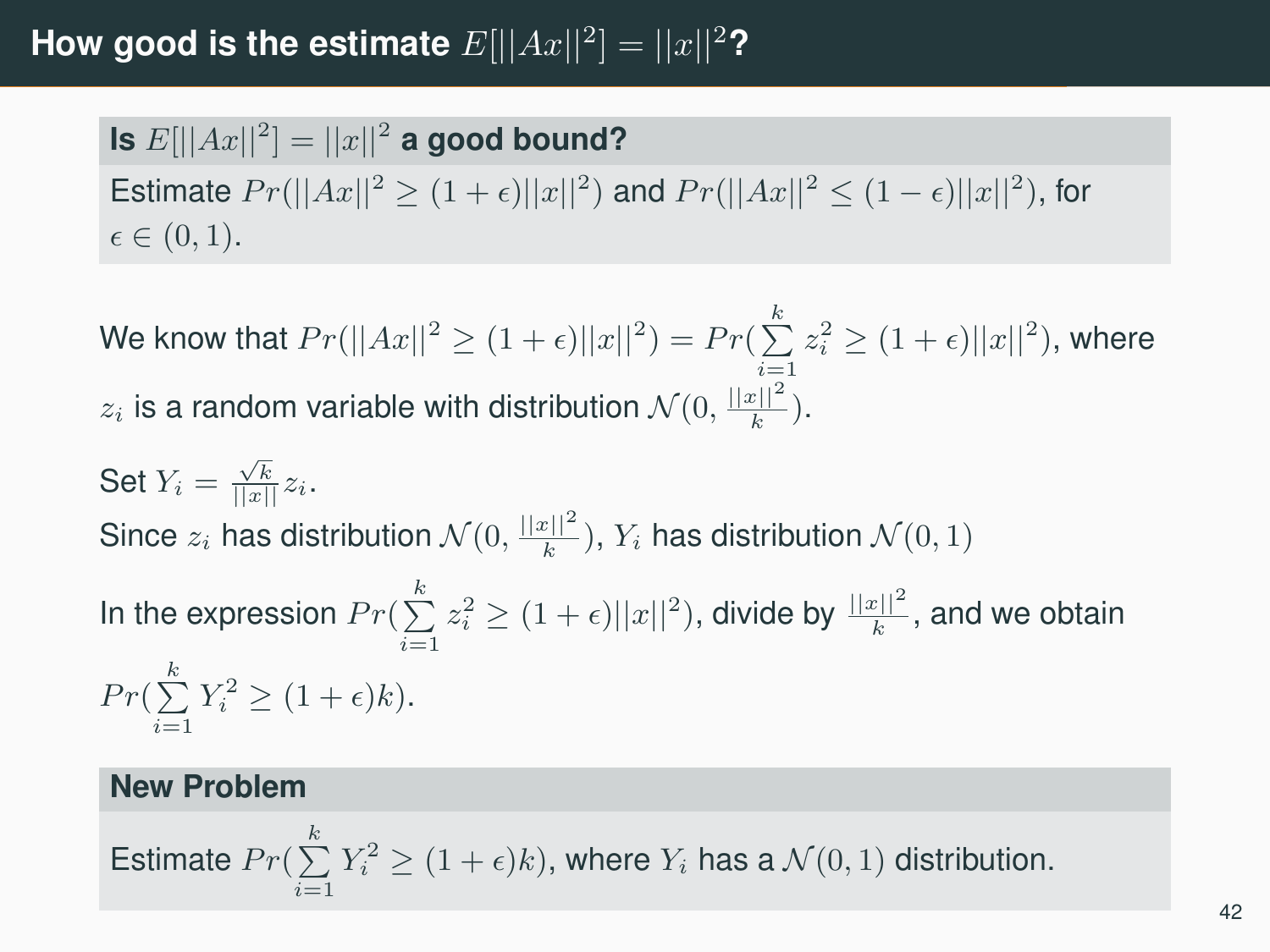# How good is the estimate $E[||Ax||^2] = ||x||^2$?

**Is $E[||Ax||^2] = ||x||^2$ a good bound?**

Estimate $Pr(||Ax||^2 \geq (1+\epsilon)||x||^2)$ and $Pr(||Ax||^2 \leq (1-\epsilon)||x||^2)$, for $\epsilon \in (0,1)$.

We know that $Pr(||Ax||^2 \geq (1+\epsilon)||x||^2) = Pr(\sum_{i=1}^{k} z_i^2 \geq (1+\epsilon)||x||^2)$, where $z_i$ is a random variable with distribution $\mathcal{N}(0, \frac{||x||^2}{k})$.

Set $Y_i = \frac{\sqrt{k}}{||x||} z_i$.
Since $z_i$ has distribution $\mathcal{N}(0, \frac{||x||^2}{k})$, $Y_i$ has distribution $\mathcal{N}(0,1)$

In the expression $Pr(\sum_{i=1}^{k} z_i^2 \geq (1+\epsilon)||x||^2)$, divide by $\frac{||x||^2}{k}$, and we obtain $Pr(\sum_{i=1}^{k} Y_i^2 \geq (1+\epsilon)k)$.

**New Problem**

Estimate $Pr(\sum_{i=1}^{k} Y_i^2 \geq (1+\epsilon)k)$, where $Y_i$ has a $\mathcal{N}(0,1)$ distribution.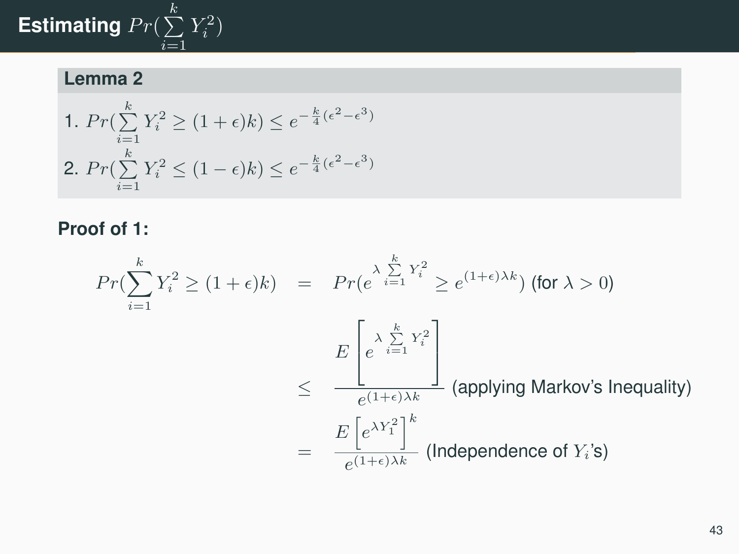# Estimating $Pr(\sum_{i=1}^{k} Y_i^2)$

**Lemma 2**

1. $Pr(\sum_{i=1}^{k} Y_i^2 \geq (1+\epsilon)k) \leq e^{-\frac{k}{4}(\epsilon^2-\epsilon^3)}$
2. $Pr(\sum_{i=1}^{k} Y_i^2 \leq (1-\epsilon)k) \leq e^{-\frac{k}{4}(\epsilon^2-\epsilon^3)}$

**Proof of 1:**

$$
\begin{aligned}
Pr(\sum_{i=1}^{k} Y_i^2 \geq (1+\epsilon)k) &= Pr(e^{\lambda \sum_{i=1}^{k} Y_i^2} \geq e^{(1+\epsilon)\lambda k}) \text{ (for } \lambda > 0) \\
&\leq \frac{E\left[e^{\lambda \sum_{i=1}^{k} Y_i^2}\right]}{e^{(1+\epsilon)\lambda k}} \text{ (applying Markov's Inequality)} \\
&= \frac{E\left[e^{\lambda Y_1^2}\right]^k}{e^{(1+\epsilon)\lambda k}} \text{ (Independence of } Y_i\text{'s)}
\end{aligned}
$$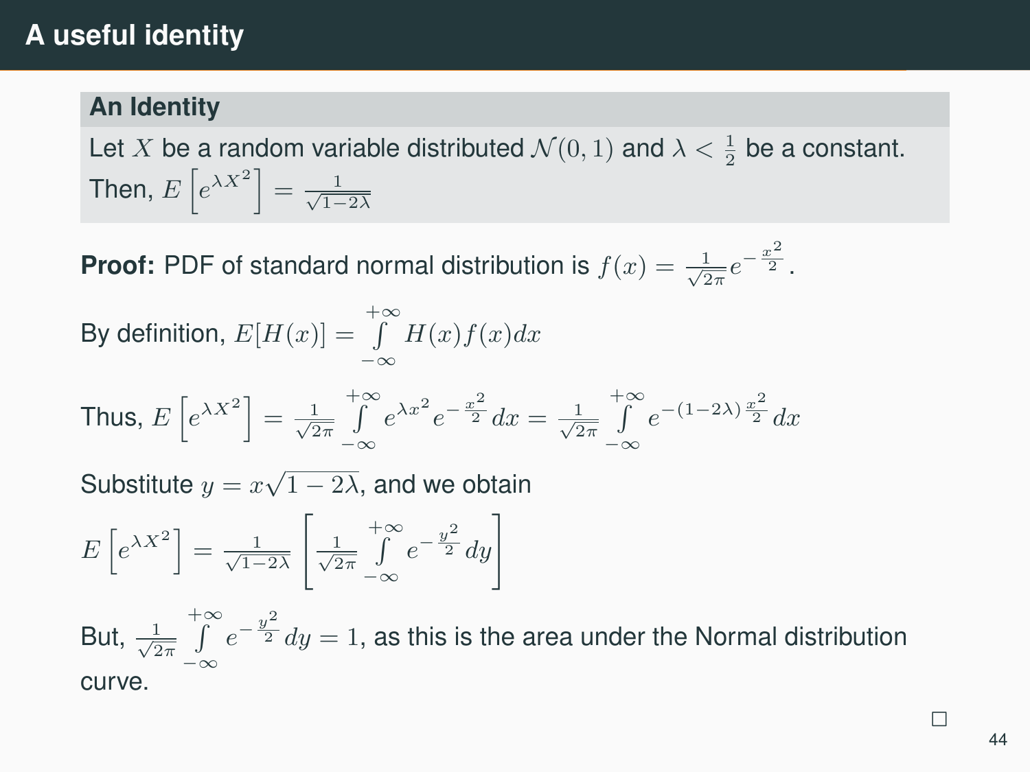# A useful identity

**An Identity**

Let $X$ be a random variable distributed $\mathcal{N}(0,1)$ and $\lambda < \frac{1}{2}$ be a constant. Then, $E\left[e^{\lambda X^2}\right] = \frac{1}{\sqrt{1-2\lambda}}$

**Proof:** PDF of standard normal distribution is $f(x) = \frac{1}{\sqrt{2\pi}} e^{-\frac{x^2}{2}}$.

By definition, $E[H(x)] = \int\limits_{-\infty}^{+\infty} H(x) f(x) dx$

Thus, $E\left[e^{\lambda X^2}\right] = \frac{1}{\sqrt{2\pi}} \int\limits_{-\infty}^{+\infty} e^{\lambda x^2} e^{-\frac{x^2}{2}} dx = \frac{1}{\sqrt{2\pi}} \int\limits_{-\infty}^{+\infty} e^{-(1-2\lambda)\frac{x^2}{2}} dx$

Substitute $y = x\sqrt{1-2\lambda}$, and we obtain

$$E\left[e^{\lambda X^2}\right] = \frac{1}{\sqrt{1-2\lambda}} \left[ \frac{1}{\sqrt{2\pi}} \int\limits_{-\infty}^{+\infty} e^{-\frac{y^2}{2}} dy \right]$$

But, $\frac{1}{\sqrt{2\pi}} \int\limits_{-\infty}^{+\infty} e^{-\frac{y^2}{2}} dy = 1$, as this is the area under the Normal distribution curve.

□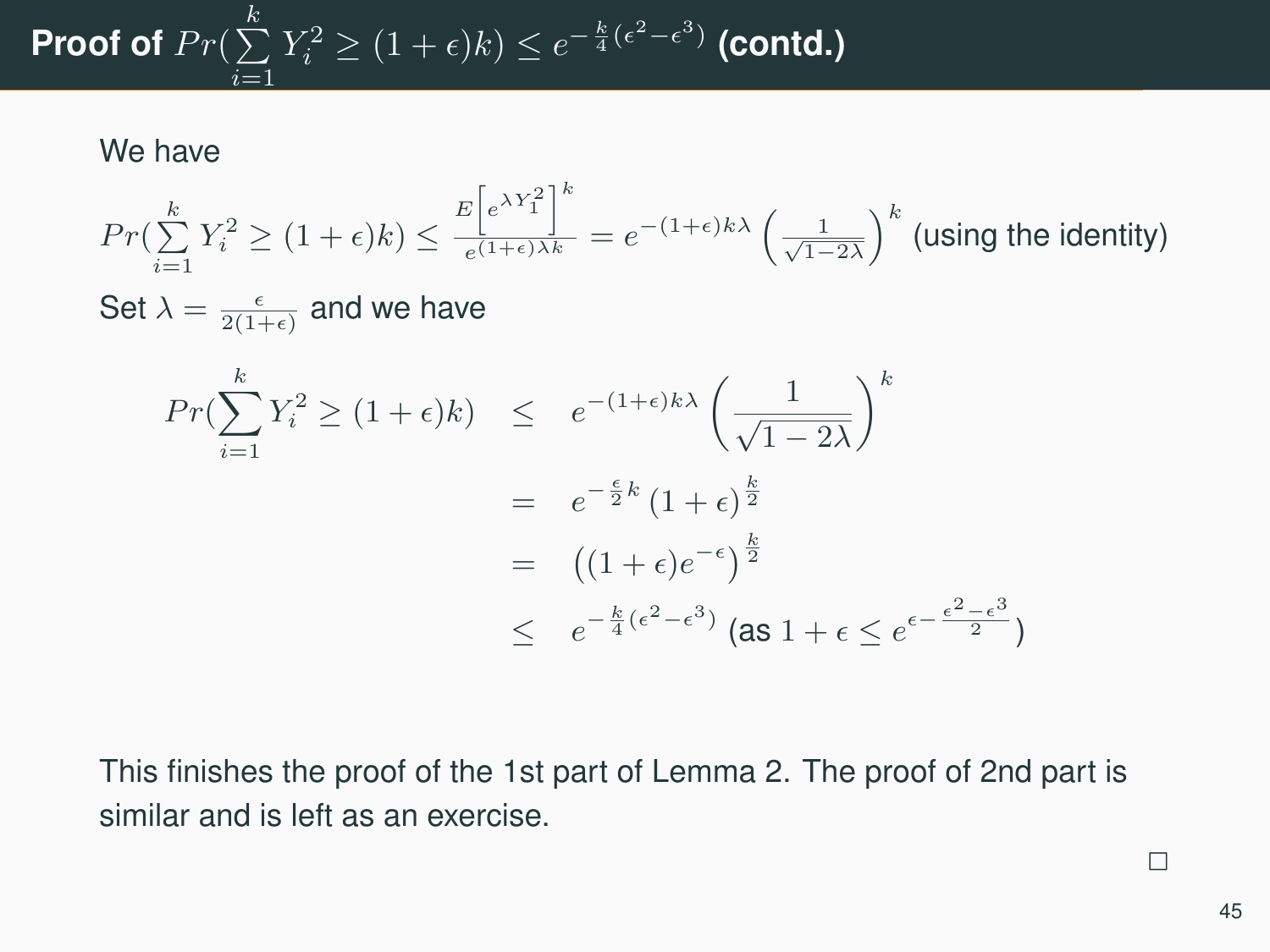## Proof of $Pr(\sum_{i=1}^{k} Y_i^2 \geq (1+\epsilon)k) \leq e^{-\frac{k}{4}(\epsilon^2-\epsilon^3)}$ (contd.)

We have

$Pr(\sum_{i=1}^{k} Y_i^2 \geq (1+\epsilon)k) \leq \frac{E\left[e^{\lambda Y_1^2}\right]^k}{e^{(1+\epsilon)\lambda k}} = e^{-(1+\epsilon)k\lambda}\left(\frac{1}{\sqrt{1-2\lambda}}\right)^k$ (using the identity)

Set $\lambda = \frac{\epsilon}{2(1+\epsilon)}$ and we have

$$
\begin{aligned}
Pr(\sum_{i=1}^{k} Y_i^2 \geq (1+\epsilon)k) &\leq e^{-(1+\epsilon)k\lambda}\left(\frac{1}{\sqrt{1-2\lambda}}\right)^k \\
&= e^{-\frac{\epsilon}{2}k}(1+\epsilon)^{\frac{k}{2}} \\
&= \left((1+\epsilon)e^{-\epsilon}\right)^{\frac{k}{2}} \\
&\leq e^{-\frac{k}{4}(\epsilon^2-\epsilon^3)} \text{ (as } 1+\epsilon \leq e^{\epsilon - \frac{\epsilon^2-\epsilon^3}{2}}\text{)}
\end{aligned}
$$

This finishes the proof of the 1st part of Lemma 2. The proof of 2nd part is similar and is left as an exercise.

□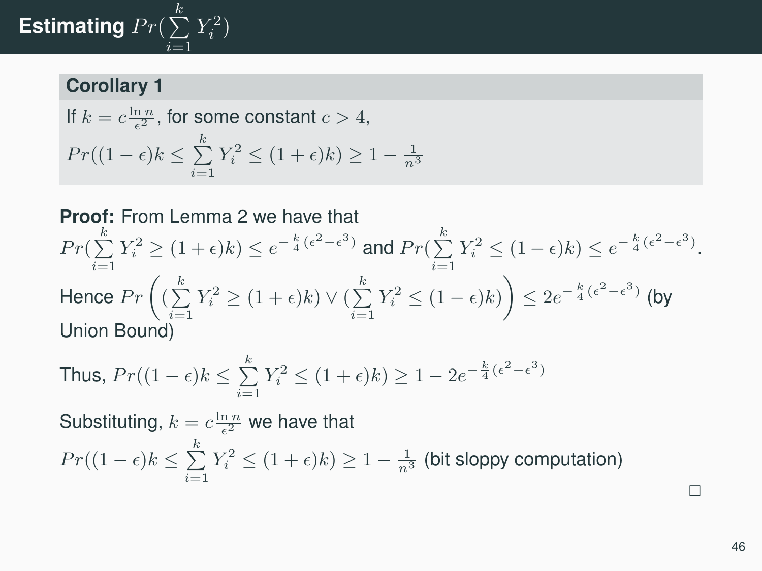# Estimating $Pr(\sum_{i=1}^{k} Y_i^2)$

**Corollary 1**

If $k = c\frac{\ln n}{\epsilon^2}$, for some constant $c > 4$,
$Pr((1-\epsilon)k \leq \sum_{i=1}^{k} Y_i^2 \leq (1+\epsilon)k) \geq 1 - \frac{1}{n^3}$

**Proof:** From Lemma 2 we have that
$Pr(\sum_{i=1}^{k} Y_i^2 \geq (1+\epsilon)k) \leq e^{-\frac{k}{4}(\epsilon^2-\epsilon^3)}$ and $Pr(\sum_{i=1}^{k} Y_i^2 \leq (1-\epsilon)k) \leq e^{-\frac{k}{4}(\epsilon^2-\epsilon^3)}$.
Hence $Pr\left((\sum_{i=1}^{k} Y_i^2 \geq (1+\epsilon)k) \vee (\sum_{i=1}^{k} Y_i^2 \leq (1-\epsilon)k)\right) \leq 2e^{-\frac{k}{4}(\epsilon^2-\epsilon^3)}$ (by Union Bound)

Thus, $Pr((1-\epsilon)k \leq \sum_{i=1}^{k} Y_i^2 \leq (1+\epsilon)k) \geq 1 - 2e^{-\frac{k}{4}(\epsilon^2-\epsilon^3)}$

Substituting, $k = c\frac{\ln n}{\epsilon^2}$ we have that
$Pr((1-\epsilon)k \leq \sum_{i=1}^{k} Y_i^2 \leq (1+\epsilon)k) \geq 1 - \frac{1}{n^3}$ (bit sloppy computation)

□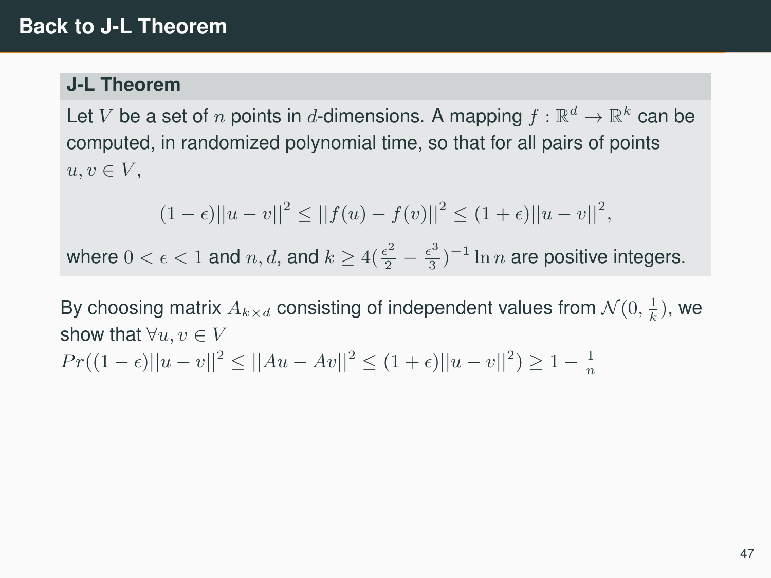# Back to J-L Theorem

**J-L Theorem**

Let $V$ be a set of $n$ points in $d$-dimensions. A mapping $f : \mathbb{R}^d \to \mathbb{R}^k$ can be computed, in randomized polynomial time, so that for all pairs of points $u, v \in V$,

$$(1 - \epsilon)||u - v||^2 \leq ||f(u) - f(v)||^2 \leq (1 + \epsilon)||u - v||^2,$$

where $0 < \epsilon < 1$ and $n, d$, and $k \geq 4(\frac{\epsilon^2}{2} - \frac{\epsilon^3}{3})^{-1} \ln n$ are positive integers.

By choosing matrix $A_{k \times d}$ consisting of independent values from $\mathcal{N}(0, \frac{1}{k})$, we show that $\forall u, v \in V$
$Pr((1 - \epsilon)||u - v||^2 \leq ||Au - Av||^2 \leq (1 + \epsilon)||u - v||^2) \geq 1 - \frac{1}{n}$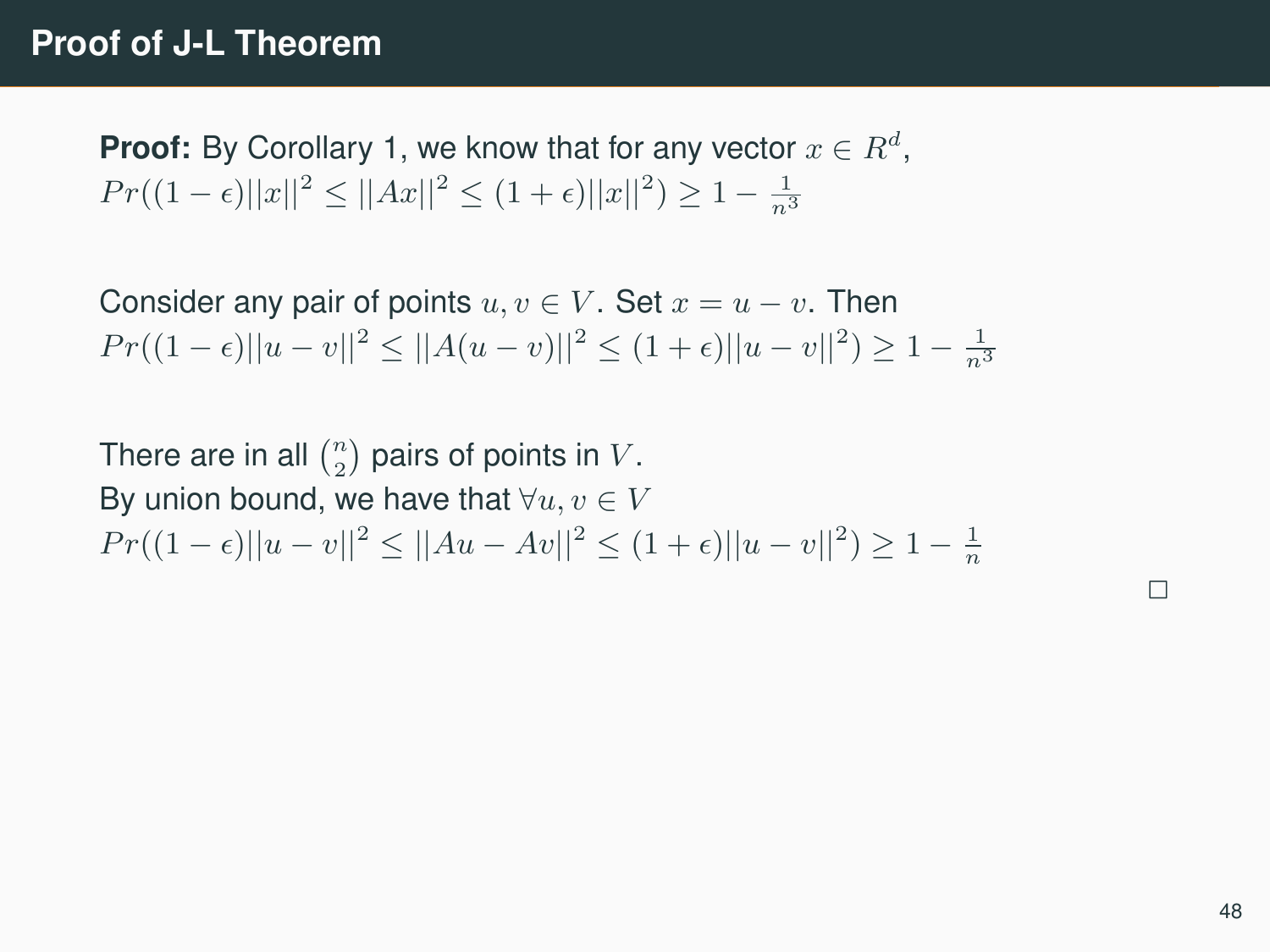## Proof of J-L Theorem

**Proof:** By Corollary 1, we know that for any vector $x \in R^d$,
$Pr((1-\epsilon)||x||^2 \leq ||Ax||^2 \leq (1+\epsilon)||x||^2) \geq 1 - \frac{1}{n^3}$

Consider any pair of points $u, v \in V$. Set $x = u - v$. Then
$Pr((1-\epsilon)||u-v||^2 \leq ||A(u-v)||^2 \leq (1+\epsilon)||u-v||^2) \geq 1 - \frac{1}{n^3}$

There are in all $\binom{n}{2}$ pairs of points in $V$.
By union bound, we have that $\forall u, v \in V$
$Pr((1-\epsilon)||u-v||^2 \leq ||Au - Av||^2 \leq (1+\epsilon)||u-v||^2) \geq 1 - \frac{1}{n}$

$\square$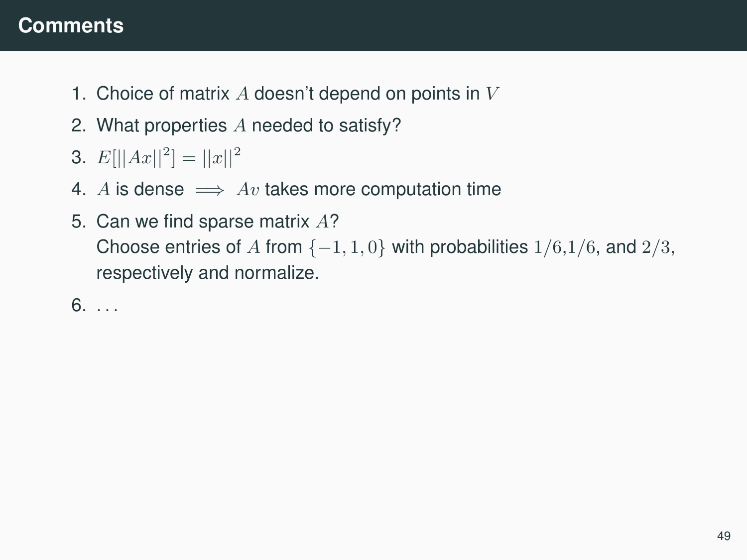# Comments

1. Choice of matrix $A$ doesn't depend on points in $V$
2. What properties $A$ needed to satisfy?
3. $E[||Ax||^2] = ||x||^2$
4. $A$ is dense $\implies$ $Av$ takes more computation time
5. Can we find sparse matrix $A$?
   Choose entries of $A$ from $\{-1, 1, 0\}$ with probabilities $1/6$,$1/6$, and $2/3$, respectively and normalize.
6. ...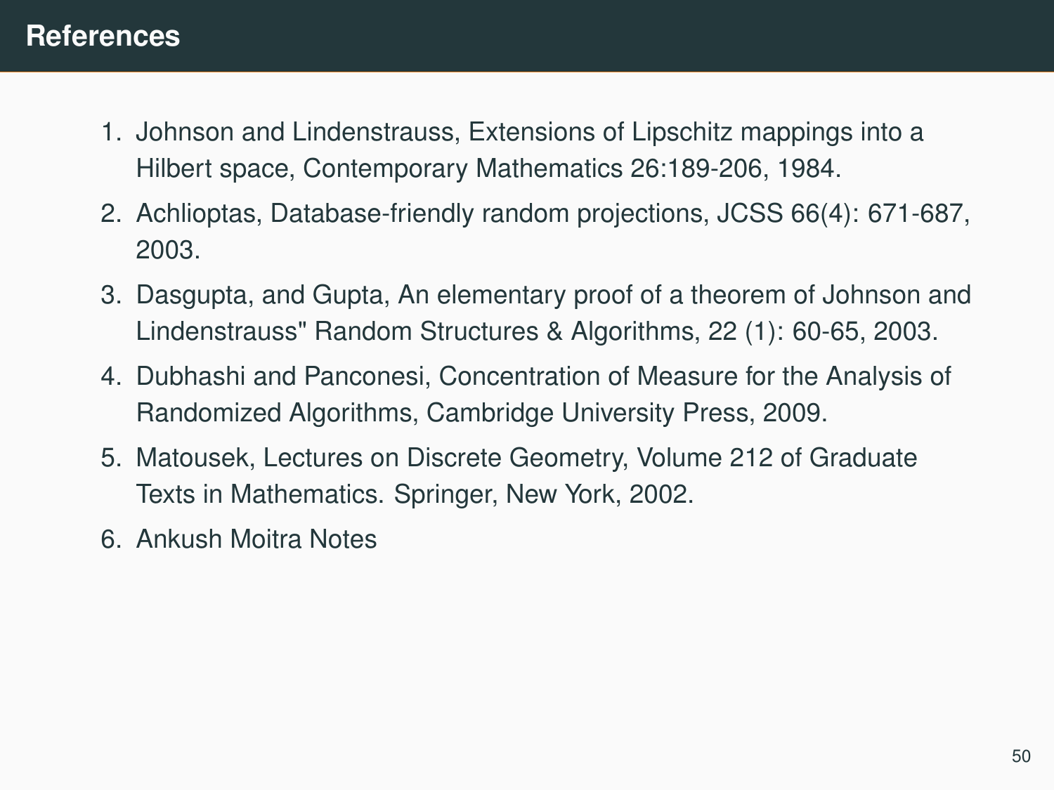# References

1. Johnson and Lindenstrauss, Extensions of Lipschitz mappings into a Hilbert space, Contemporary Mathematics 26:189-206, 1984.
2. Achlioptas, Database-friendly random projections, JCSS 66(4): 671-687, 2003.
3. Dasgupta, and Gupta, An elementary proof of a theorem of Johnson and Lindenstrauss" Random Structures & Algorithms, 22 (1): 60-65, 2003.
4. Dubhashi and Panconesi, Concentration of Measure for the Analysis of Randomized Algorithms, Cambridge University Press, 2009.
5. Matousek, Lectures on Discrete Geometry, Volume 212 of Graduate Texts in Mathematics. Springer, New York, 2002.
6. Ankush Moitra Notes